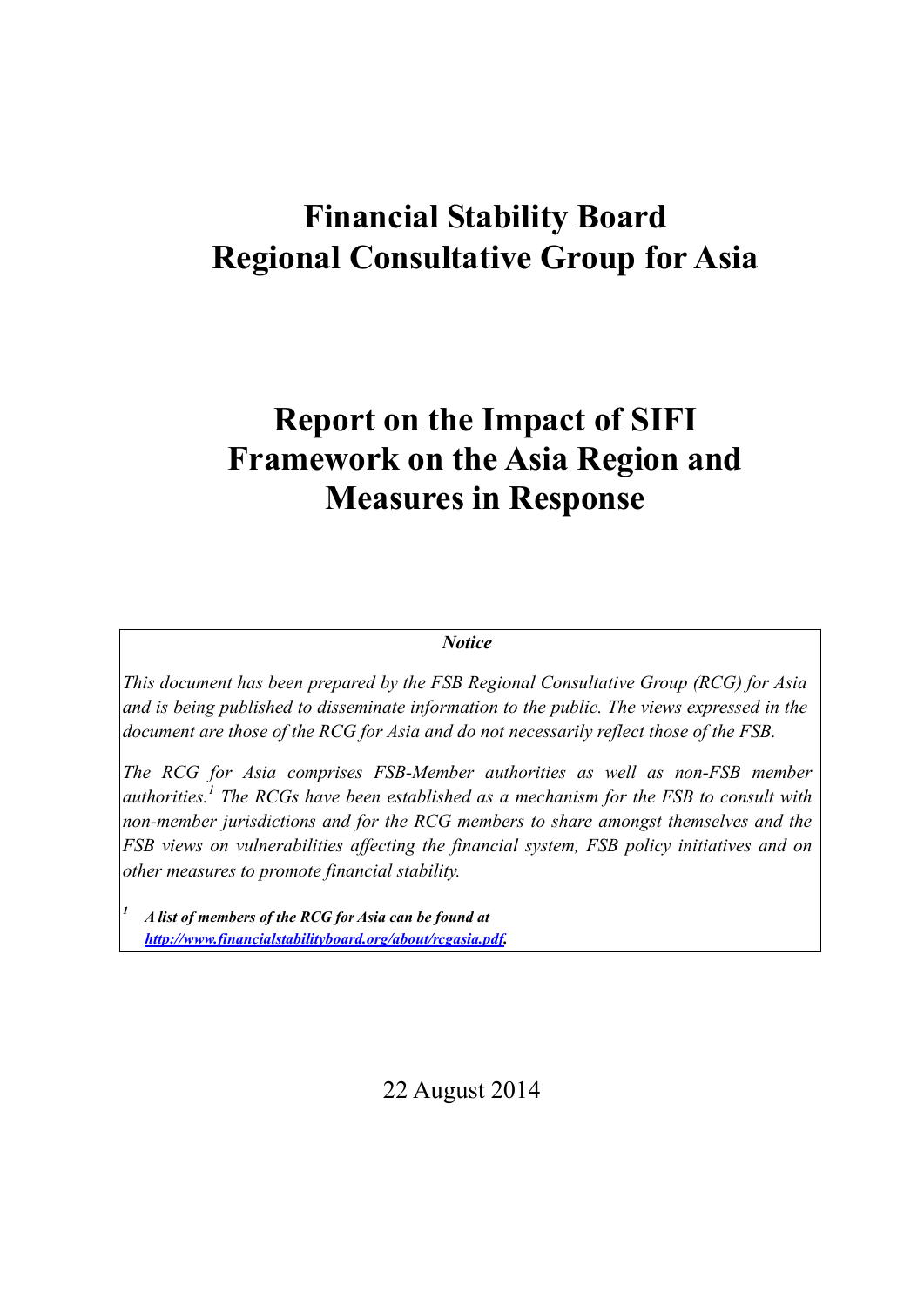# Financial Stability Board
# Regional Consultative Group for Asia

# Report on the Impact of SIFI Framework on the Asia Region and Measures in Response

*Notice*

*This document has been prepared by the FSB Regional Consultative Group (RCG) for Asia and is being published to disseminate information to the public. The views expressed in the document are those of the RCG for Asia and do not necessarily reflect those of the FSB.*

*The RCG for Asia comprises FSB-Member authorities as well as non-FSB member authorities.[1] The RCGs have been established as a mechanism for the FSB to consult with non-member jurisdictions and for the RCG members to share amongst themselves and the FSB views on vulnerabilities affecting the financial system, FSB policy initiatives and on other measures to promote financial stability.*

[1] ***A list of members of the RCG for Asia can be found at [http://www.financialstabilityboard.org/about/rcgasia.pdf](http://www.financialstabilityboard.org/about/rcgasia.pdf).***

22 August 2014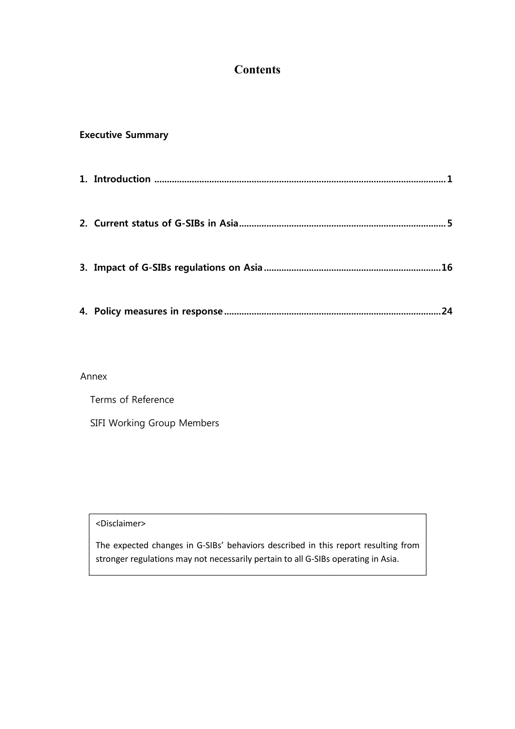# Contents

**Executive Summary**

**1. Introduction ........................................................................................................ 1**

**2. Current status of G-SIBs in Asia ............................................................................ 5**

**3. Impact of G-SIBs regulations on Asia ................................................................. 16**

**4. Policy measures in response ................................................................................ 24**

Annex

Terms of Reference

SIFI Working Group Members

<Disclaimer>

The expected changes in G-SIBs' behaviors described in this report resulting from stronger regulations may not necessarily pertain to all G-SIBs operating in Asia.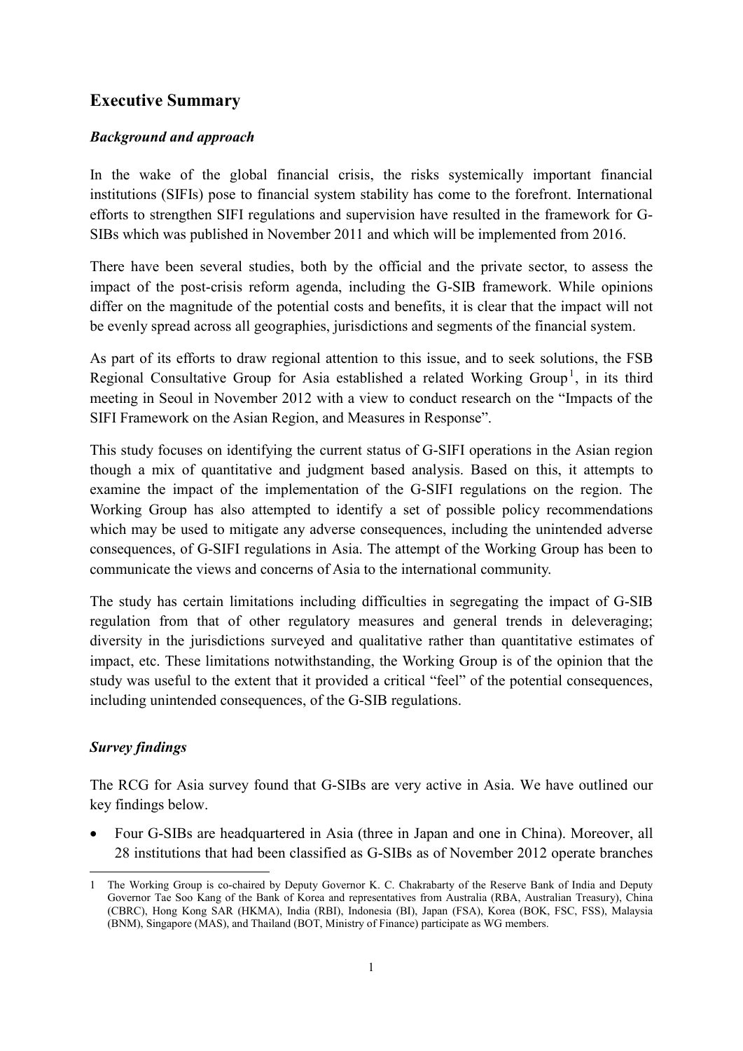## Executive Summary

### *Background and approach*

In the wake of the global financial crisis, the risks systemically important financial institutions (SIFIs) pose to financial system stability has come to the forefront. International efforts to strengthen SIFI regulations and supervision have resulted in the framework for G-SIBs which was published in November 2011 and which will be implemented from 2016.

There have been several studies, both by the official and the private sector, to assess the impact of the post-crisis reform agenda, including the G-SIB framework. While opinions differ on the magnitude of the potential costs and benefits, it is clear that the impact will not be evenly spread across all geographies, jurisdictions and segments of the financial system.

As part of its efforts to draw regional attention to this issue, and to seek solutions, the FSB Regional Consultative Group for Asia established a related Working Group[1], in its third meeting in Seoul in November 2012 with a view to conduct research on the "Impacts of the SIFI Framework on the Asian Region, and Measures in Response".

This study focuses on identifying the current status of G-SIFI operations in the Asian region though a mix of quantitative and judgment based analysis. Based on this, it attempts to examine the impact of the implementation of the G-SIFI regulations on the region. The Working Group has also attempted to identify a set of possible policy recommendations which may be used to mitigate any adverse consequences, including the unintended adverse consequences, of G-SIFI regulations in Asia. The attempt of the Working Group has been to communicate the views and concerns of Asia to the international community.

The study has certain limitations including difficulties in segregating the impact of G-SIB regulation from that of other regulatory measures and general trends in deleveraging; diversity in the jurisdictions surveyed and qualitative rather than quantitative estimates of impact, etc. These limitations notwithstanding, the Working Group is of the opinion that the study was useful to the extent that it provided a critical "feel" of the potential consequences, including unintended consequences, of the G-SIB regulations.

### *Survey findings*

The RCG for Asia survey found that G-SIBs are very active in Asia. We have outlined our key findings below.

- Four G-SIBs are headquartered in Asia (three in Japan and one in China). Moreover, all 28 institutions that had been classified as G-SIBs as of November 2012 operate branches

---

1 The Working Group is co-chaired by Deputy Governor K. C. Chakrabarty of the Reserve Bank of India and Deputy Governor Tae Soo Kang of the Bank of Korea and representatives from Australia (RBA, Australian Treasury), China (CBRC), Hong Kong SAR (HKMA), India (RBI), Indonesia (BI), Japan (FSA), Korea (BOK, FSC, FSS), Malaysia (BNM), Singapore (MAS), and Thailand (BOT, Ministry of Finance) participate as WG members.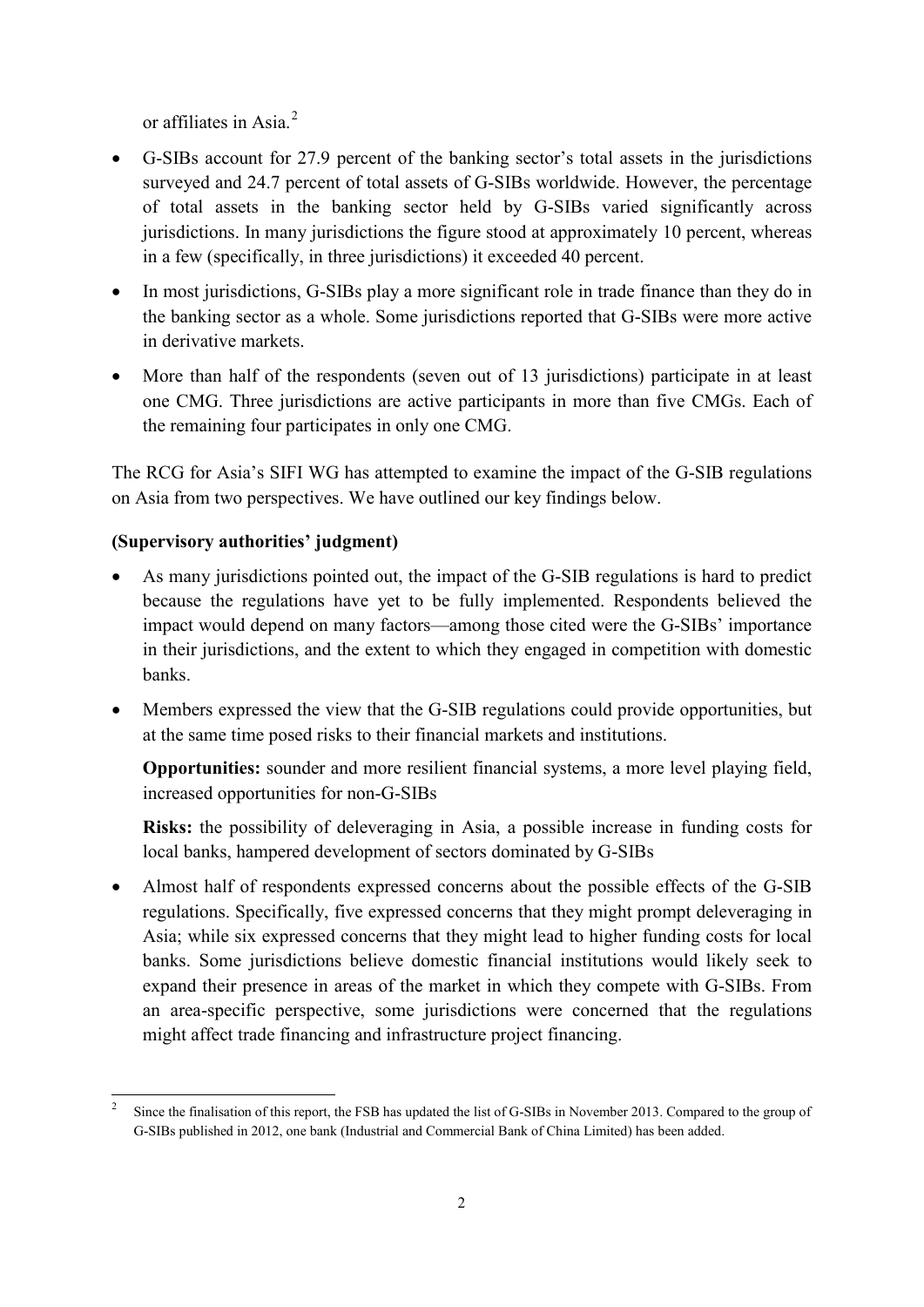or affiliates in Asia.[2]

- G-SIBs account for 27.9 percent of the banking sector's total assets in the jurisdictions surveyed and 24.7 percent of total assets of G-SIBs worldwide. However, the percentage of total assets in the banking sector held by G-SIBs varied significantly across jurisdictions. In many jurisdictions the figure stood at approximately 10 percent, whereas in a few (specifically, in three jurisdictions) it exceeded 40 percent.
- In most jurisdictions, G-SIBs play a more significant role in trade finance than they do in the banking sector as a whole. Some jurisdictions reported that G-SIBs were more active in derivative markets.
- More than half of the respondents (seven out of 13 jurisdictions) participate in at least one CMG. Three jurisdictions are active participants in more than five CMGs. Each of the remaining four participates in only one CMG.

The RCG for Asia's SIFI WG has attempted to examine the impact of the G-SIB regulations on Asia from two perspectives. We have outlined our key findings below.

**(Supervisory authorities' judgment)**

- As many jurisdictions pointed out, the impact of the G-SIB regulations is hard to predict because the regulations have yet to be fully implemented. Respondents believed the impact would depend on many factors—among those cited were the G-SIBs' importance in their jurisdictions, and the extent to which they engaged in competition with domestic banks.
- Members expressed the view that the G-SIB regulations could provide opportunities, but at the same time posed risks to their financial markets and institutions.

  **Opportunities:** sounder and more resilient financial systems, a more level playing field, increased opportunities for non-G-SIBs

  **Risks:** the possibility of deleveraging in Asia, a possible increase in funding costs for local banks, hampered development of sectors dominated by G-SIBs

- Almost half of respondents expressed concerns about the possible effects of the G-SIB regulations. Specifically, five expressed concerns that they might prompt deleveraging in Asia; while six expressed concerns that they might lead to higher funding costs for local banks. Some jurisdictions believe domestic financial institutions would likely seek to expand their presence in areas of the market in which they compete with G-SIBs. From an area-specific perspective, some jurisdictions were concerned that the regulations might affect trade financing and infrastructure project financing.

[2] Since the finalisation of this report, the FSB has updated the list of G-SIBs in November 2013. Compared to the group of G-SIBs published in 2012, one bank (Industrial and Commercial Bank of China Limited) has been added.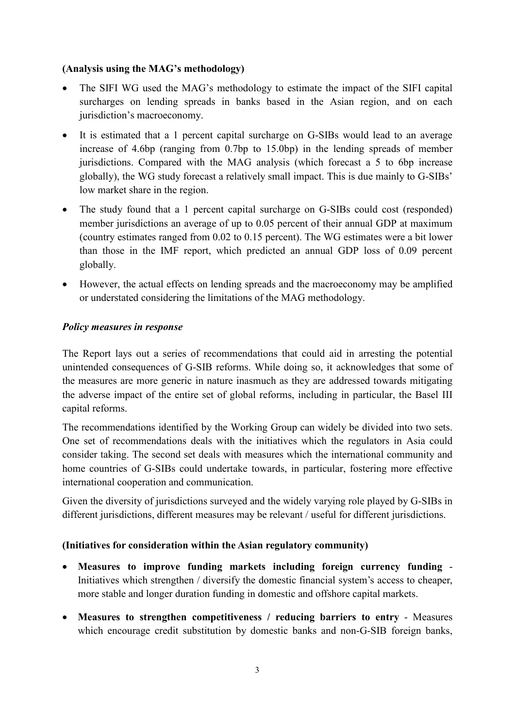**(Analysis using the MAG's methodology)**

- The SIFI WG used the MAG's methodology to estimate the impact of the SIFI capital surcharges on lending spreads in banks based in the Asian region, and on each jurisdiction's macroeconomy.
- It is estimated that a 1 percent capital surcharge on G-SIBs would lead to an average increase of 4.6bp (ranging from 0.7bp to 15.0bp) in the lending spreads of member jurisdictions. Compared with the MAG analysis (which forecast a 5 to 6bp increase globally), the WG study forecast a relatively small impact. This is due mainly to G-SIBs' low market share in the region.
- The study found that a 1 percent capital surcharge on G-SIBs could cost (responded) member jurisdictions an average of up to 0.05 percent of their annual GDP at maximum (country estimates ranged from 0.02 to 0.15 percent). The WG estimates were a bit lower than those in the IMF report, which predicted an annual GDP loss of 0.09 percent globally.
- However, the actual effects on lending spreads and the macroeconomy may be amplified or understated considering the limitations of the MAG methodology.

***Policy measures in response***

The Report lays out a series of recommendations that could aid in arresting the potential unintended consequences of G-SIB reforms. While doing so, it acknowledges that some of the measures are more generic in nature inasmuch as they are addressed towards mitigating the adverse impact of the entire set of global reforms, including in particular, the Basel III capital reforms.

The recommendations identified by the Working Group can widely be divided into two sets. One set of recommendations deals with the initiatives which the regulators in Asia could consider taking. The second set deals with measures which the international community and home countries of G-SIBs could undertake towards, in particular, fostering more effective international cooperation and communication.

Given the diversity of jurisdictions surveyed and the widely varying role played by G-SIBs in different jurisdictions, different measures may be relevant / useful for different jurisdictions.

**(Initiatives for consideration within the Asian regulatory community)**

- **Measures to improve funding markets including foreign currency funding** - Initiatives which strengthen / diversify the domestic financial system's access to cheaper, more stable and longer duration funding in domestic and offshore capital markets.
- **Measures to strengthen competitiveness / reducing barriers to entry** - Measures which encourage credit substitution by domestic banks and non-G-SIB foreign banks,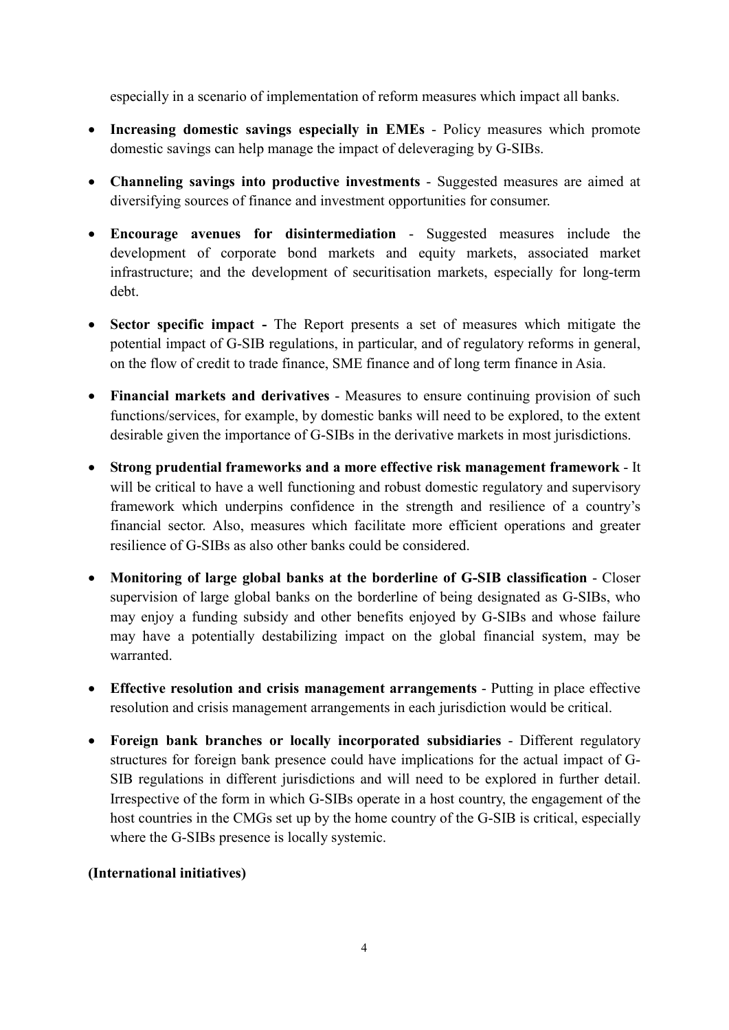especially in a scenario of implementation of reform measures which impact all banks.

- **Increasing domestic savings especially in EMEs** - Policy measures which promote domestic savings can help manage the impact of deleveraging by G-SIBs.
- **Channeling savings into productive investments** - Suggested measures are aimed at diversifying sources of finance and investment opportunities for consumer.
- **Encourage avenues for disintermediation** - Suggested measures include the development of corporate bond markets and equity markets, associated market infrastructure; and the development of securitisation markets, especially for long-term debt.
- **Sector specific impact -** The Report presents a set of measures which mitigate the potential impact of G-SIB regulations, in particular, and of regulatory reforms in general, on the flow of credit to trade finance, SME finance and of long term finance in Asia.
- **Financial markets and derivatives** - Measures to ensure continuing provision of such functions/services, for example, by domestic banks will need to be explored, to the extent desirable given the importance of G-SIBs in the derivative markets in most jurisdictions.
- **Strong prudential frameworks and a more effective risk management framework** - It will be critical to have a well functioning and robust domestic regulatory and supervisory framework which underpins confidence in the strength and resilience of a country's financial sector. Also, measures which facilitate more efficient operations and greater resilience of G-SIBs as also other banks could be considered.
- **Monitoring of large global banks at the borderline of G-SIB classification** - Closer supervision of large global banks on the borderline of being designated as G-SIBs, who may enjoy a funding subsidy and other benefits enjoyed by G-SIBs and whose failure may have a potentially destabilizing impact on the global financial system, may be warranted.
- **Effective resolution and crisis management arrangements** - Putting in place effective resolution and crisis management arrangements in each jurisdiction would be critical.
- **Foreign bank branches or locally incorporated subsidiaries** - Different regulatory structures for foreign bank presence could have implications for the actual impact of G-SIB regulations in different jurisdictions and will need to be explored in further detail. Irrespective of the form in which G-SIBs operate in a host country, the engagement of the host countries in the CMGs set up by the home country of the G-SIB is critical, especially where the G-SIBs presence is locally systemic.

**(International initiatives)**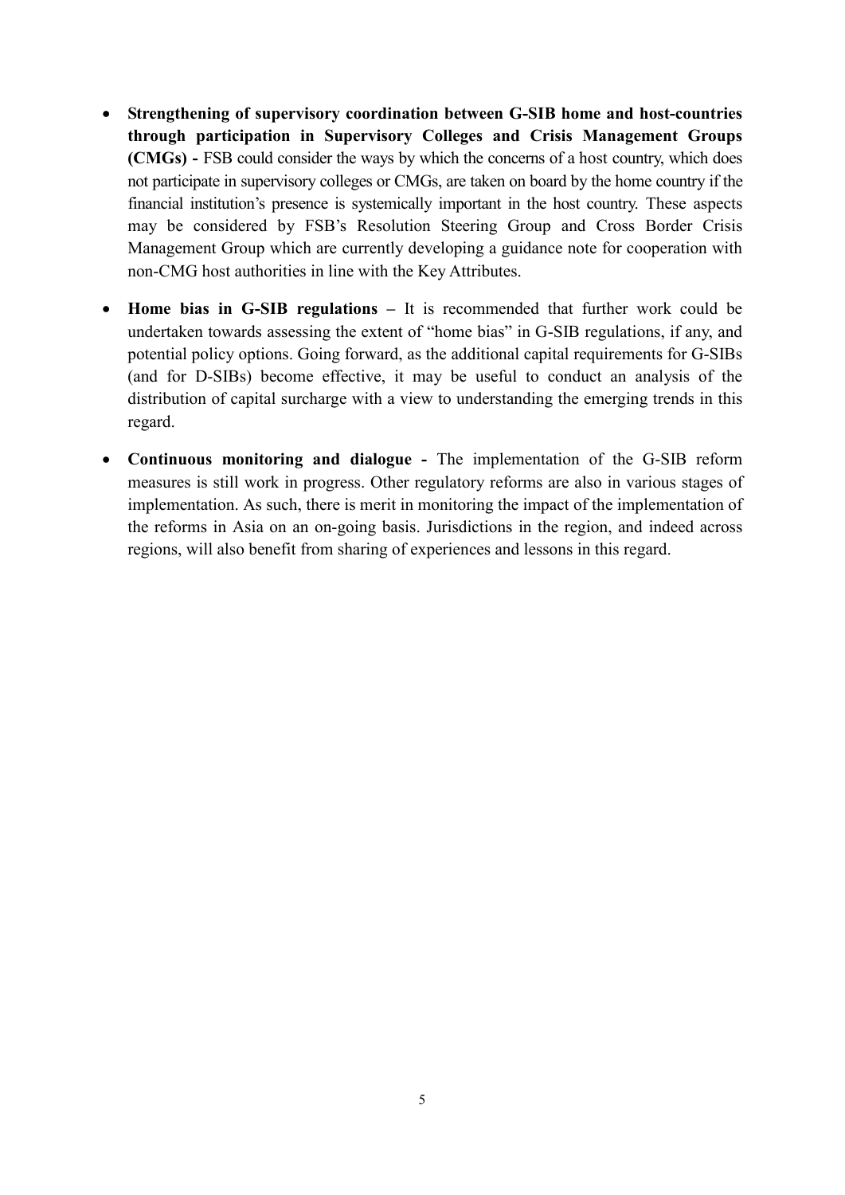- **Strengthening of supervisory coordination between G-SIB home and host-countries through participation in Supervisory Colleges and Crisis Management Groups (CMGs) -** FSB could consider the ways by which the concerns of a host country, which does not participate in supervisory colleges or CMGs, are taken on board by the home country if the financial institution's presence is systemically important in the host country. These aspects may be considered by FSB's Resolution Steering Group and Cross Border Crisis Management Group which are currently developing a guidance note for cooperation with non-CMG host authorities in line with the Key Attributes.

- **Home bias in G-SIB regulations –** It is recommended that further work could be undertaken towards assessing the extent of "home bias" in G-SIB regulations, if any, and potential policy options. Going forward, as the additional capital requirements for G-SIBs (and for D-SIBs) become effective, it may be useful to conduct an analysis of the distribution of capital surcharge with a view to understanding the emerging trends in this regard.

- **Continuous monitoring and dialogue -** The implementation of the G-SIB reform measures is still work in progress. Other regulatory reforms are also in various stages of implementation. As such, there is merit in monitoring the impact of the implementation of the reforms in Asia on an on-going basis. Jurisdictions in the region, and indeed across regions, will also benefit from sharing of experiences and lessons in this regard.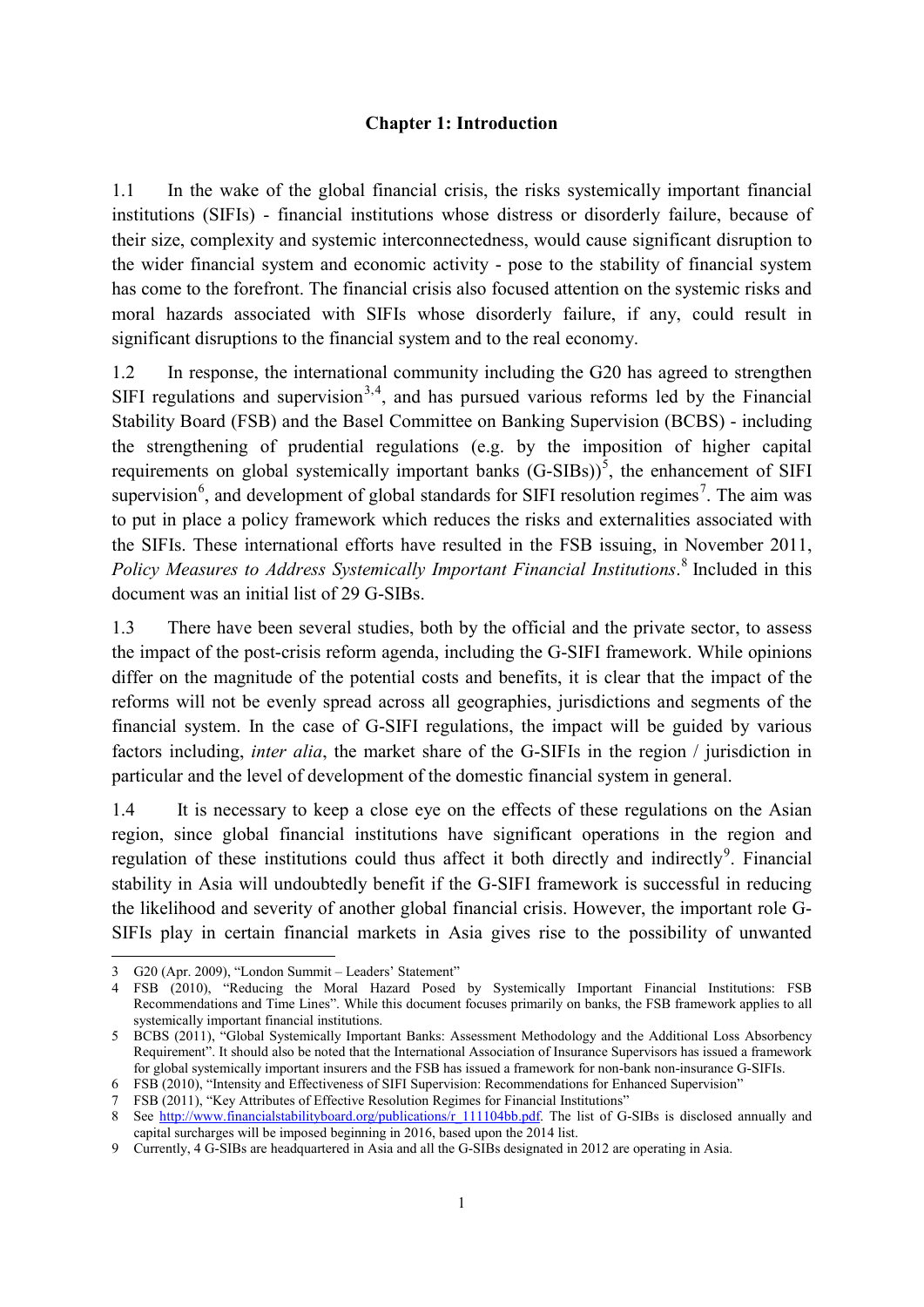# Chapter 1: Introduction

1.1 In the wake of the global financial crisis, the risks systemically important financial institutions (SIFIs) - financial institutions whose distress or disorderly failure, because of their size, complexity and systemic interconnectedness, would cause significant disruption to the wider financial system and economic activity - pose to the stability of financial system has come to the forefront. The financial crisis also focused attention on the systemic risks and moral hazards associated with SIFIs whose disorderly failure, if any, could result in significant disruptions to the financial system and to the real economy.

1.2 In response, the international community including the G20 has agreed to strengthen SIFI regulations and supervision[3,4], and has pursued various reforms led by the Financial Stability Board (FSB) and the Basel Committee on Banking Supervision (BCBS) - including the strengthening of prudential regulations (e.g. by the imposition of higher capital requirements on global systemically important banks (G-SIBs))[5], the enhancement of SIFI supervision[6], and development of global standards for SIFI resolution regimes[7]. The aim was to put in place a policy framework which reduces the risks and externalities associated with the SIFIs. These international efforts have resulted in the FSB issuing, in November 2011, *Policy Measures to Address Systemically Important Financial Institutions*.[8] Included in this document was an initial list of 29 G-SIBs.

1.3 There have been several studies, both by the official and the private sector, to assess the impact of the post-crisis reform agenda, including the G-SIFI framework. While opinions differ on the magnitude of the potential costs and benefits, it is clear that the impact of the reforms will not be evenly spread across all geographies, jurisdictions and segments of the financial system. In the case of G-SIFI regulations, the impact will be guided by various factors including, *inter alia*, the market share of the G-SIFIs in the region / jurisdiction in particular and the level of development of the domestic financial system in general.

1.4 It is necessary to keep a close eye on the effects of these regulations on the Asian region, since global financial institutions have significant operations in the region and regulation of these institutions could thus affect it both directly and indirectly[9]. Financial stability in Asia will undoubtedly benefit if the G-SIFI framework is successful in reducing the likelihood and severity of another global financial crisis. However, the important role G-SIFIs play in certain financial markets in Asia gives rise to the possibility of unwanted

---

3 G20 (Apr. 2009), "London Summit – Leaders' Statement"

4 FSB (2010), "Reducing the Moral Hazard Posed by Systemically Important Financial Institutions: FSB Recommendations and Time Lines". While this document focuses primarily on banks, the FSB framework applies to all systemically important financial institutions.

5 BCBS (2011), "Global Systemically Important Banks: Assessment Methodology and the Additional Loss Absorbency Requirement". It should also be noted that the International Association of Insurance Supervisors has issued a framework for global systemically important insurers and the FSB has issued a framework for non-bank non-insurance G-SIFIs.

6 FSB (2010), "Intensity and Effectiveness of SIFI Supervision: Recommendations for Enhanced Supervision"

7 FSB (2011), "Key Attributes of Effective Resolution Regimes for Financial Institutions"

8 See http://www.financialstabilityboard.org/publications/r_111104bb.pdf. The list of G-SIBs is disclosed annually and capital surcharges will be imposed beginning in 2016, based upon the 2014 list.

9 Currently, 4 G-SIBs are headquartered in Asia and all the G-SIBs designated in 2012 are operating in Asia.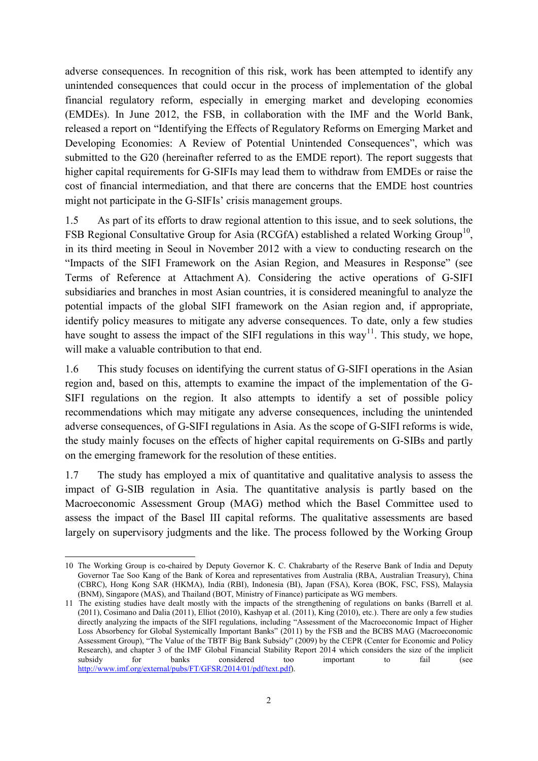adverse consequences. In recognition of this risk, work has been attempted to identify any unintended consequences that could occur in the process of implementation of the global financial regulatory reform, especially in emerging market and developing economies (EMDEs). In June 2012, the FSB, in collaboration with the IMF and the World Bank, released a report on "Identifying the Effects of Regulatory Reforms on Emerging Market and Developing Economies: A Review of Potential Unintended Consequences", which was submitted to the G20 (hereinafter referred to as the EMDE report). The report suggests that higher capital requirements for G-SIFIs may lead them to withdraw from EMDEs or raise the cost of financial intermediation, and that there are concerns that the EMDE host countries might not participate in the G-SIFIs' crisis management groups.

1.5 As part of its efforts to draw regional attention to this issue, and to seek solutions, the FSB Regional Consultative Group for Asia (RCGfA) established a related Working Group[10], in its third meeting in Seoul in November 2012 with a view to conducting research on the "Impacts of the SIFI Framework on the Asian Region, and Measures in Response" (see Terms of Reference at Attachment A). Considering the active operations of G-SIFI subsidiaries and branches in most Asian countries, it is considered meaningful to analyze the potential impacts of the global SIFI framework on the Asian region and, if appropriate, identify policy measures to mitigate any adverse consequences. To date, only a few studies have sought to assess the impact of the SIFI regulations in this way[11]. This study, we hope, will make a valuable contribution to that end.

1.6 This study focuses on identifying the current status of G-SIFI operations in the Asian region and, based on this, attempts to examine the impact of the implementation of the G-SIFI regulations on the region. It also attempts to identify a set of possible policy recommendations which may mitigate any adverse consequences, including the unintended adverse consequences, of G-SIFI regulations in Asia. As the scope of G-SIFI reforms is wide, the study mainly focuses on the effects of higher capital requirements on G-SIBs and partly on the emerging framework for the resolution of these entities.

1.7 The study has employed a mix of quantitative and qualitative analysis to assess the impact of G-SIB regulation in Asia. The quantitative analysis is partly based on the Macroeconomic Assessment Group (MAG) method which the Basel Committee used to assess the impact of the Basel III capital reforms. The qualitative assessments are based largely on supervisory judgments and the like. The process followed by the Working Group

---

10 The Working Group is co-chaired by Deputy Governor K. C. Chakrabarty of the Reserve Bank of India and Deputy Governor Tae Soo Kang of the Bank of Korea and representatives from Australia (RBA, Australian Treasury), China (CBRC), Hong Kong SAR (HKMA), India (RBI), Indonesia (BI), Japan (FSA), Korea (BOK, FSC, FSS), Malaysia (BNM), Singapore (MAS), and Thailand (BOT, Ministry of Finance) participate as WG members.

11 The existing studies have dealt mostly with the impacts of the strengthening of regulations on banks (Barrell et al. (2011), Cosimano and Dalia (2011), Elliot (2010), Kashyap et al. (2011), King (2010), etc.). There are only a few studies directly analyzing the impacts of the SIFI regulations, including "Assessment of the Macroeconomic Impact of Higher Loss Absorbency for Global Systemically Important Banks" (2011) by the FSB and the BCBS MAG (Macroeconomic Assessment Group), "The Value of the TBTF Big Bank Subsidy" (2009) by the CEPR (Center for Economic and Policy Research), and chapter 3 of the IMF Global Financial Stability Report 2014 which considers the size of the implicit subsidy for banks considered too important to fail (see http://www.imf.org/external/pubs/FT/GFSR/2014/01/pdf/text.pdf).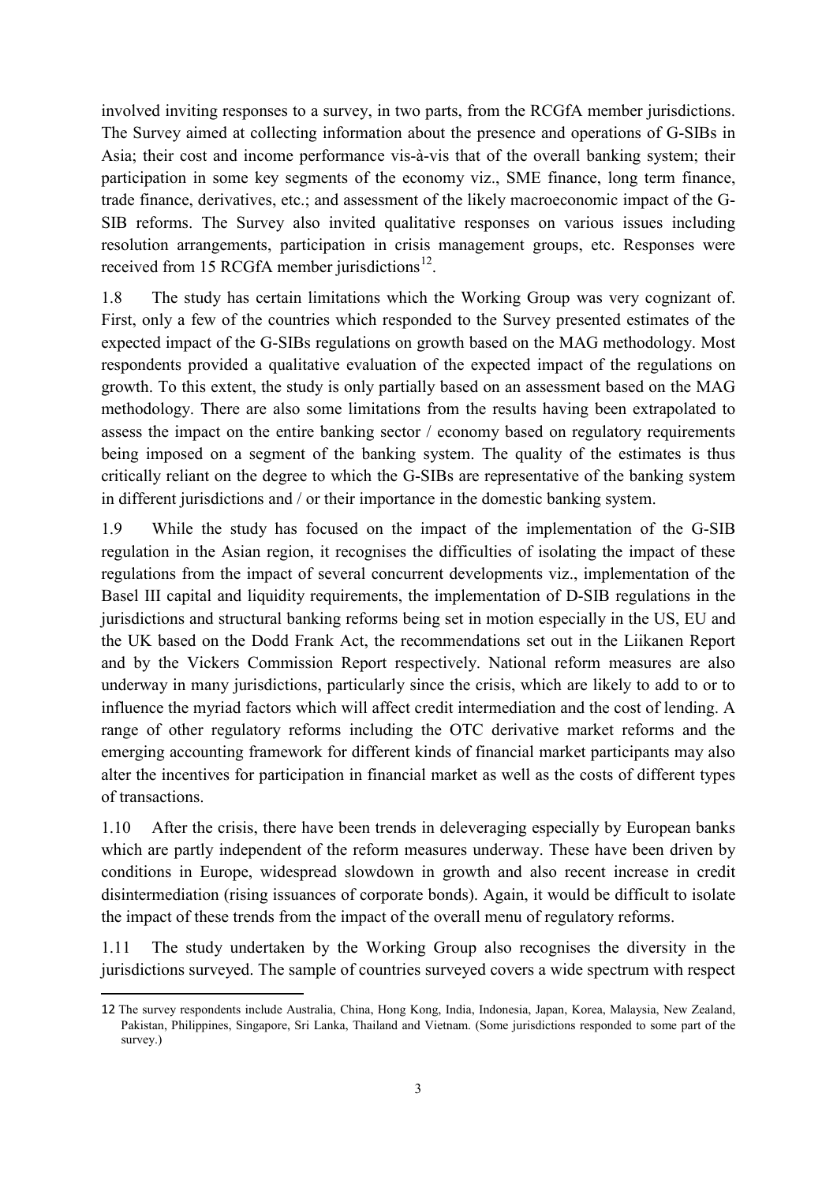involved inviting responses to a survey, in two parts, from the RCGfA member jurisdictions. The Survey aimed at collecting information about the presence and operations of G-SIBs in Asia; their cost and income performance vis-à-vis that of the overall banking system; their participation in some key segments of the economy viz., SME finance, long term finance, trade finance, derivatives, etc.; and assessment of the likely macroeconomic impact of the G-SIB reforms. The Survey also invited qualitative responses on various issues including resolution arrangements, participation in crisis management groups, etc. Responses were received from 15 RCGfA member jurisdictions[12].

1.8 The study has certain limitations which the Working Group was very cognizant of. First, only a few of the countries which responded to the Survey presented estimates of the expected impact of the G-SIBs regulations on growth based on the MAG methodology. Most respondents provided a qualitative evaluation of the expected impact of the regulations on growth. To this extent, the study is only partially based on an assessment based on the MAG methodology. There are also some limitations from the results having been extrapolated to assess the impact on the entire banking sector / economy based on regulatory requirements being imposed on a segment of the banking system. The quality of the estimates is thus critically reliant on the degree to which the G-SIBs are representative of the banking system in different jurisdictions and / or their importance in the domestic banking system.

1.9 While the study has focused on the impact of the implementation of the G-SIB regulation in the Asian region, it recognises the difficulties of isolating the impact of these regulations from the impact of several concurrent developments viz., implementation of the Basel III capital and liquidity requirements, the implementation of D-SIB regulations in the jurisdictions and structural banking reforms being set in motion especially in the US, EU and the UK based on the Dodd Frank Act, the recommendations set out in the Liikanen Report and by the Vickers Commission Report respectively. National reform measures are also underway in many jurisdictions, particularly since the crisis, which are likely to add to or to influence the myriad factors which will affect credit intermediation and the cost of lending. A range of other regulatory reforms including the OTC derivative market reforms and the emerging accounting framework for different kinds of financial market participants may also alter the incentives for participation in financial market as well as the costs of different types of transactions.

1.10 After the crisis, there have been trends in deleveraging especially by European banks which are partly independent of the reform measures underway. These have been driven by conditions in Europe, widespread slowdown in growth and also recent increase in credit disintermediation (rising issuances of corporate bonds). Again, it would be difficult to isolate the impact of these trends from the impact of the overall menu of regulatory reforms.

1.11 The study undertaken by the Working Group also recognises the diversity in the jurisdictions surveyed. The sample of countries surveyed covers a wide spectrum with respect

---

12 The survey respondents include Australia, China, Hong Kong, India, Indonesia, Japan, Korea, Malaysia, New Zealand, Pakistan, Philippines, Singapore, Sri Lanka, Thailand and Vietnam. (Some jurisdictions responded to some part of the survey.)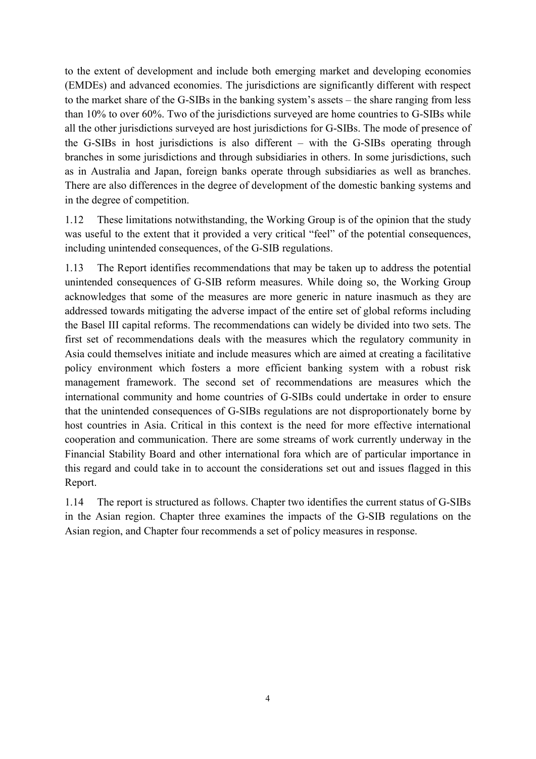to the extent of development and include both emerging market and developing economies (EMDEs) and advanced economies. The jurisdictions are significantly different with respect to the market share of the G-SIBs in the banking system's assets – the share ranging from less than 10% to over 60%. Two of the jurisdictions surveyed are home countries to G-SIBs while all the other jurisdictions surveyed are host jurisdictions for G-SIBs. The mode of presence of the G-SIBs in host jurisdictions is also different – with the G-SIBs operating through branches in some jurisdictions and through subsidiaries in others. In some jurisdictions, such as in Australia and Japan, foreign banks operate through subsidiaries as well as branches. There are also differences in the degree of development of the domestic banking systems and in the degree of competition.

1.12 These limitations notwithstanding, the Working Group is of the opinion that the study was useful to the extent that it provided a very critical "feel" of the potential consequences, including unintended consequences, of the G-SIB regulations.

1.13 The Report identifies recommendations that may be taken up to address the potential unintended consequences of G-SIB reform measures. While doing so, the Working Group acknowledges that some of the measures are more generic in nature inasmuch as they are addressed towards mitigating the adverse impact of the entire set of global reforms including the Basel III capital reforms. The recommendations can widely be divided into two sets. The first set of recommendations deals with the measures which the regulatory community in Asia could themselves initiate and include measures which are aimed at creating a facilitative policy environment which fosters a more efficient banking system with a robust risk management framework. The second set of recommendations are measures which the international community and home countries of G-SIBs could undertake in order to ensure that the unintended consequences of G-SIBs regulations are not disproportionately borne by host countries in Asia. Critical in this context is the need for more effective international cooperation and communication. There are some streams of work currently underway in the Financial Stability Board and other international fora which are of particular importance in this regard and could take in to account the considerations set out and issues flagged in this Report.

1.14 The report is structured as follows. Chapter two identifies the current status of G-SIBs in the Asian region. Chapter three examines the impacts of the G-SIB regulations on the Asian region, and Chapter four recommends a set of policy measures in response.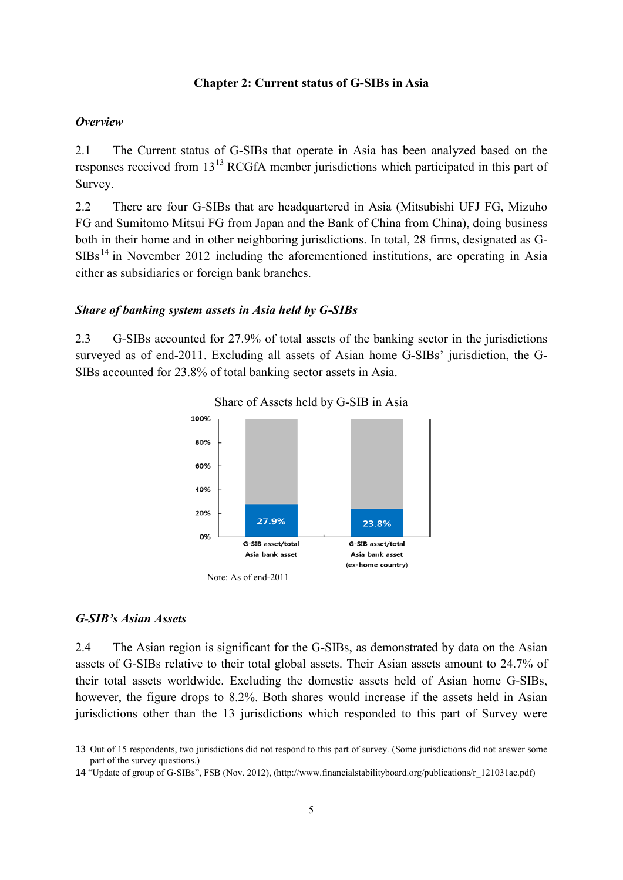## Chapter 2: Current status of G-SIBs in Asia

### *Overview*

2.1 The Current status of G-SIBs that operate in Asia has been analyzed based on the responses received from 13[13] RCGfA member jurisdictions which participated in this part of Survey.

2.2 There are four G-SIBs that are headquartered in Asia (Mitsubishi UFJ FG, Mizuho FG and Sumitomo Mitsui FG from Japan and the Bank of China from China), doing business both in their home and in other neighboring jurisdictions. In total, 28 firms, designated as G-SIBs[14] in November 2012 including the aforementioned institutions, are operating in Asia either as subsidiaries or foreign bank branches.

### *Share of banking system assets in Asia held by G-SIBs*

2.3 G-SIBs accounted for 27.9% of total assets of the banking sector in the jurisdictions surveyed as of end-2011. Excluding all assets of Asian home G-SIBs' jurisdiction, the G-SIBs accounted for 23.8% of total banking sector assets in Asia.

Share of Assets held by G-SIB in Asia

| | G-SIB asset/total Asia bank asset | G-SIB asset/total Asia bank asset (ex-home country) |
|---|---|---|
| Share | 27.9% | 23.8% |

Note: As of end-2011

### *G-SIB's Asian Assets*

2.4 The Asian region is significant for the G-SIBs, as demonstrated by data on the Asian assets of G-SIBs relative to their total global assets. Their Asian assets amount to 24.7% of their total assets worldwide. Excluding the domestic assets held of Asian home G-SIBs, however, the figure drops to 8.2%. Both shares would increase if the assets held in Asian jurisdictions other than the 13 jurisdictions which responded to this part of Survey were

---

13 Out of 15 respondents, two jurisdictions did not respond to this part of survey. (Some jurisdictions did not answer some part of the survey questions.)

14 "Update of group of G-SIBs", FSB (Nov. 2012), (http://www.financialstabilityboard.org/publications/r_121031ac.pdf)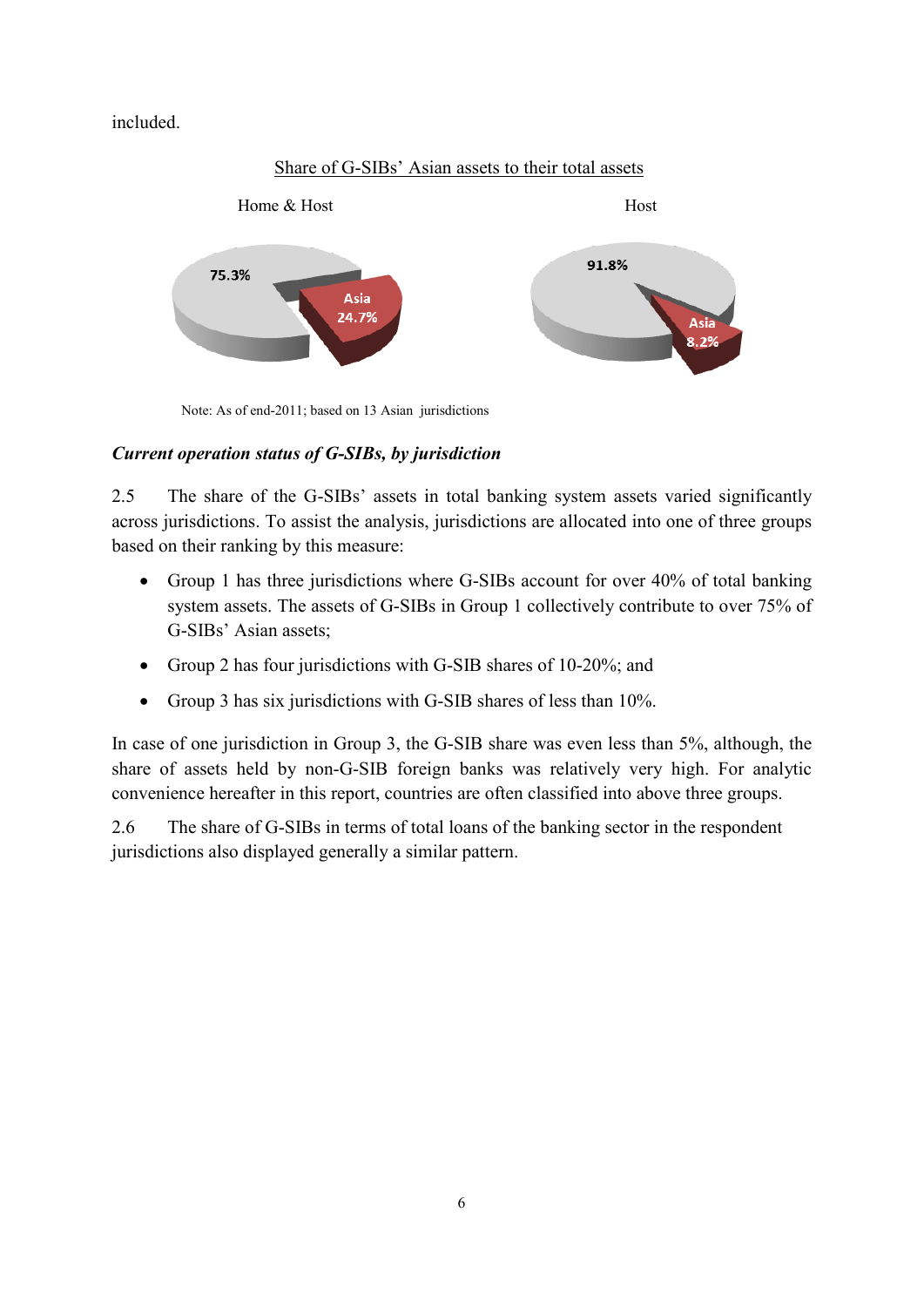included.

Share of G-SIBs' Asian assets to their total assets

Home & Host

75.3%

Asia 24.7%

Host

91.8%

Asia 8.2%

Note: As of end-2011; based on 13 Asian jurisdictions

***Current operation status of G-SIBs, by jurisdiction***

2.5 The share of the G-SIBs' assets in total banking system assets varied significantly across jurisdictions. To assist the analysis, jurisdictions are allocated into one of three groups based on their ranking by this measure:

- Group 1 has three jurisdictions where G-SIBs account for over 40% of total banking system assets. The assets of G-SIBs in Group 1 collectively contribute to over 75% of G-SIBs' Asian assets;
- Group 2 has four jurisdictions with G-SIB shares of 10-20%; and
- Group 3 has six jurisdictions with G-SIB shares of less than 10%.

In case of one jurisdiction in Group 3, the G-SIB share was even less than 5%, although, the share of assets held by non-G-SIB foreign banks was relatively very high. For analytic convenience hereafter in this report, countries are often classified into above three groups.

2.6 The share of G-SIBs in terms of total loans of the banking sector in the respondent jurisdictions also displayed generally a similar pattern.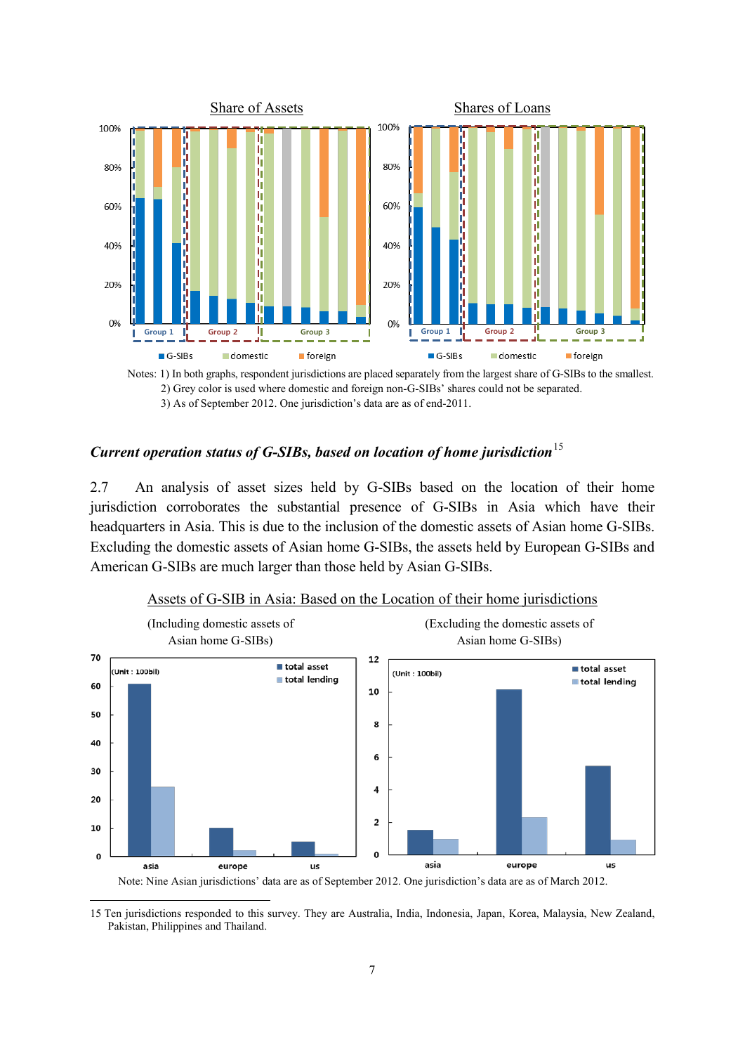Share of Assets

Shares of Loans

Notes: 1) In both graphs, respondent jurisdictions are placed separately from the largest share of G-SIBs to the smallest.
2) Grey color is used where domestic and foreign non-G-SIBs' shares could not be separated.
3) As of September 2012. One jurisdiction's data are as of end-2011.

### *Current operation status of G-SIBs, based on location of home jurisdiction*[15]

2.7 An analysis of asset sizes held by G-SIBs based on the location of their home jurisdiction corroborates the substantial presence of G-SIBs in Asia which have their headquarters in Asia. This is due to the inclusion of the domestic assets of Asian home G-SIBs. Excluding the domestic assets of Asian home G-SIBs, the assets held by European G-SIBs and American G-SIBs are much larger than those held by Asian G-SIBs.

Assets of G-SIB in Asia: Based on the Location of their home jurisdictions

(Including domestic assets of Asian home G-SIBs)

(Excluding the domestic assets of Asian home G-SIBs)

Note: Nine Asian jurisdictions' data are as of September 2012. One jurisdiction's data are as of March 2012.

15 Ten jurisdictions responded to this survey. They are Australia, India, Indonesia, Japan, Korea, Malaysia, New Zealand, Pakistan, Philippines and Thailand.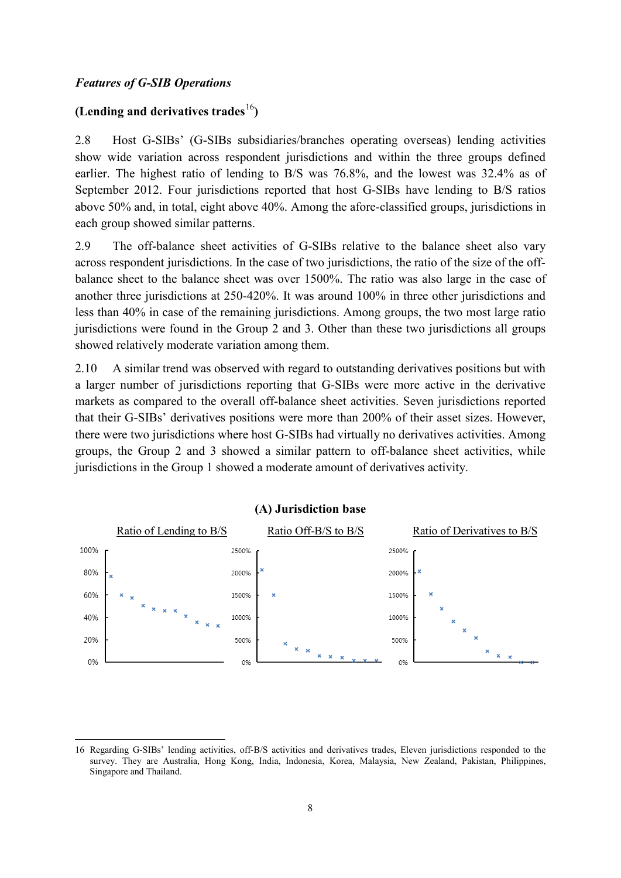*Features of G-SIB Operations*

**(Lending and derivatives trades[16])**

2.8 Host G-SIBs' (G-SIBs subsidiaries/branches operating overseas) lending activities show wide variation across respondent jurisdictions and within the three groups defined earlier. The highest ratio of lending to B/S was 76.8%, and the lowest was 32.4% as of September 2012. Four jurisdictions reported that host G-SIBs have lending to B/S ratios above 50% and, in total, eight above 40%. Among the afore-classified groups, jurisdictions in each group showed similar patterns.

2.9 The off-balance sheet activities of G-SIBs relative to the balance sheet also vary across respondent jurisdictions. In the case of two jurisdictions, the ratio of the size of the off-balance sheet to the balance sheet was over 1500%. The ratio was also large in the case of another three jurisdictions at 250-420%. It was around 100% in three other jurisdictions and less than 40% in case of the remaining jurisdictions. Among groups, the two most large ratio jurisdictions were found in the Group 2 and 3. Other than these two jurisdictions all groups showed relatively moderate variation among them.

2.10 A similar trend was observed with regard to outstanding derivatives positions but with a larger number of jurisdictions reporting that G-SIBs were more active in the derivative markets as compared to the overall off-balance sheet activities. Seven jurisdictions reported that their G-SIBs' derivatives positions were more than 200% of their asset sizes. However, there were two jurisdictions where host G-SIBs had virtually no derivatives activities. Among groups, the Group 2 and 3 showed a similar pattern to off-balance sheet activities, while jurisdictions in the Group 1 showed a moderate amount of derivatives activity.

**(A) Jurisdiction base**

Ratio of Lending to B/S — Ratio Off-B/S to B/S — Ratio of Derivatives to B/S

16 Regarding G-SIBs' lending activities, off-B/S activities and derivatives trades, Eleven jurisdictions responded to the survey. They are Australia, Hong Kong, India, Indonesia, Korea, Malaysia, New Zealand, Pakistan, Philippines, Singapore and Thailand.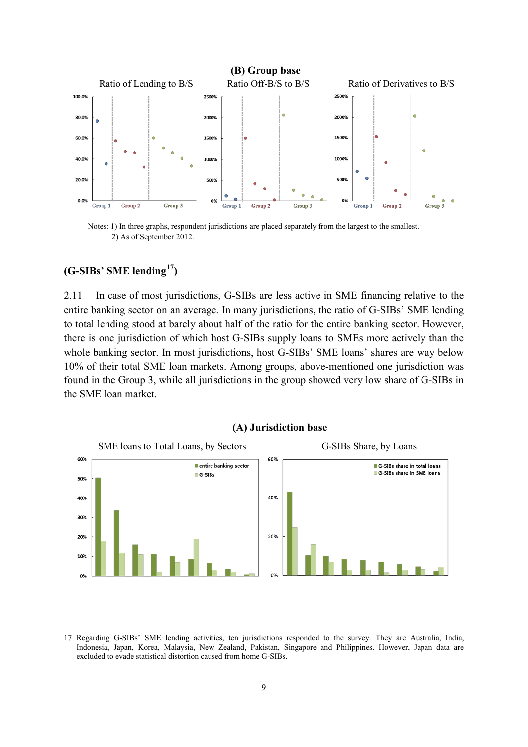**(B) Group base**

Ratio of Lending to B/S

Ratio Off-B/S to B/S

Ratio of Derivatives to B/S

Notes: 1) In three graphs, respondent jurisdictions are placed separately from the largest to the smallest.
2) As of September 2012.

### (G-SIBs' SME lending[17])

2.11 In case of most jurisdictions, G-SIBs are less active in SME financing relative to the entire banking sector on an average. In many jurisdictions, the ratio of G-SIBs' SME lending to total lending stood at barely about half of the ratio for the entire banking sector. However, there is one jurisdiction of which host G-SIBs supply loans to SMEs more actively than the whole banking sector. In most jurisdictions, host G-SIBs' SME loans' shares are way below 10% of their total SME loan markets. Among groups, above-mentioned one jurisdiction was found in the Group 3, while all jurisdictions in the group showed very low share of G-SIBs in the SME loan market.

**(A) Jurisdiction base**

SME loans to Total Loans, by Sectors

G-SIBs Share, by Loans

---

17 Regarding G-SIBs' SME lending activities, ten jurisdictions responded to the survey. They are Australia, India, Indonesia, Japan, Korea, Malaysia, New Zealand, Pakistan, Singapore and Philippines. However, Japan data are excluded to evade statistical distortion caused from home G-SIBs.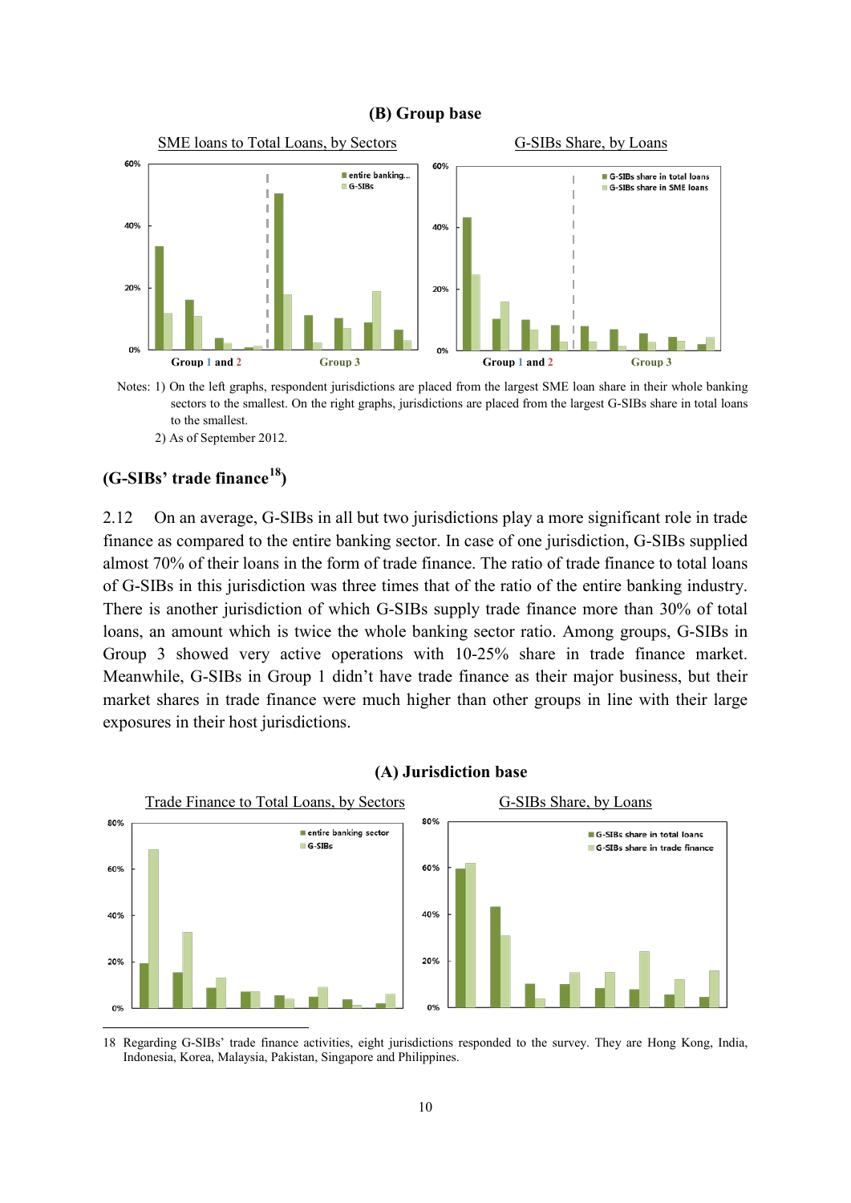**(B) Group base**

SME loans to Total Loans, by Sectors

G-SIBs Share, by Loans

Notes: 1) On the left graphs, respondent jurisdictions are placed from the largest SME loan share in their whole banking sectors to the smallest. On the right graphs, jurisdictions are placed from the largest G-SIBs share in total loans to the smallest.

2) As of September 2012.

### (G-SIBs' trade finance[18])

2.12 On an average, G-SIBs in all but two jurisdictions play a more significant role in trade finance as compared to the entire banking sector. In case of one jurisdiction, G-SIBs supplied almost 70% of their loans in the form of trade finance. The ratio of trade finance to total loans of G-SIBs in this jurisdiction was three times that of the ratio of the entire banking industry. There is another jurisdiction of which G-SIBs supply trade finance more than 30% of total loans, an amount which is twice the whole banking sector ratio. Among groups, G-SIBs in Group 3 showed very active operations with 10-25% share in trade finance market. Meanwhile, G-SIBs in Group 1 didn't have trade finance as their major business, but their market shares in trade finance were much higher than other groups in line with their large exposures in their host jurisdictions.

**(A) Jurisdiction base**

Trade Finance to Total Loans, by Sectors

G-SIBs Share, by Loans

18 Regarding G-SIBs' trade finance activities, eight jurisdictions responded to the survey. They are Hong Kong, India, Indonesia, Korea, Malaysia, Pakistan, Singapore and Philippines.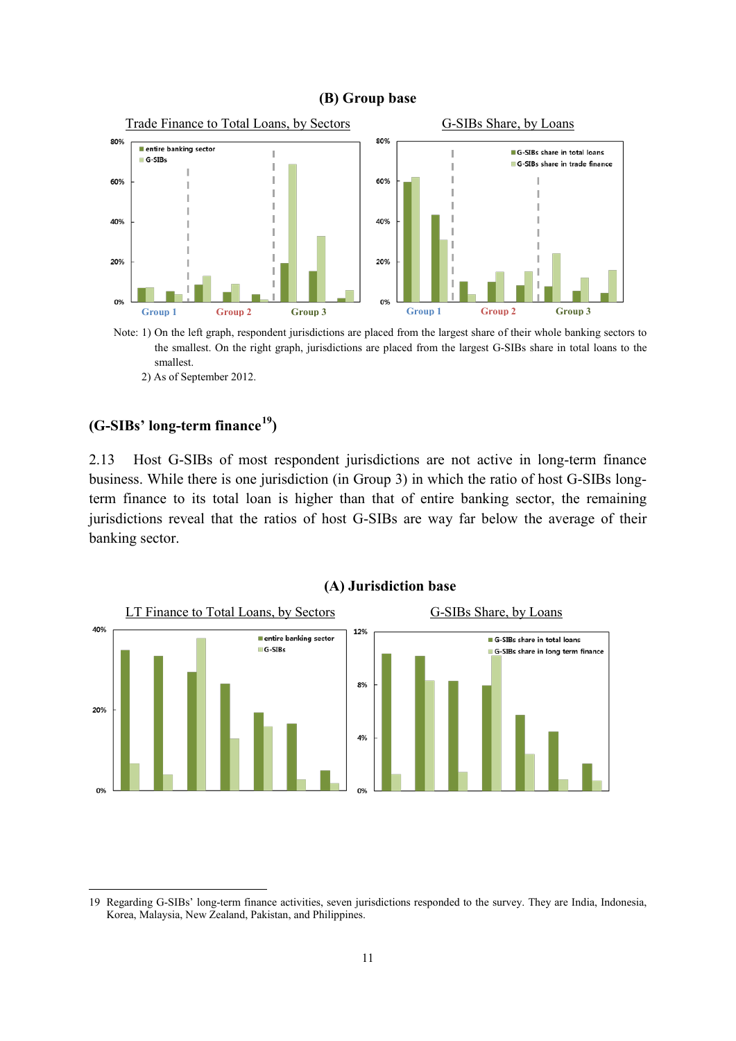**(B) Group base**

Trade Finance to Total Loans, by Sectors

G-SIBs Share, by Loans

Note: 1) On the left graph, respondent jurisdictions are placed from the largest share of their whole banking sectors to the smallest. On the right graph, jurisdictions are placed from the largest G-SIBs share in total loans to the smallest.

2) As of September 2012.

### (G-SIBs' long-term finance[19])

2.13 Host G-SIBs of most respondent jurisdictions are not active in long-term finance business. While there is one jurisdiction (in Group 3) in which the ratio of host G-SIBs long-term finance to its total loan is higher than that of entire banking sector, the remaining jurisdictions reveal that the ratios of host G-SIBs are way far below the average of their banking sector.

**(A) Jurisdiction base**

LT Finance to Total Loans, by Sectors

G-SIBs Share, by Loans

---

19 Regarding G-SIBs' long-term finance activities, seven jurisdictions responded to the survey. They are India, Indonesia, Korea, Malaysia, New Zealand, Pakistan, and Philippines.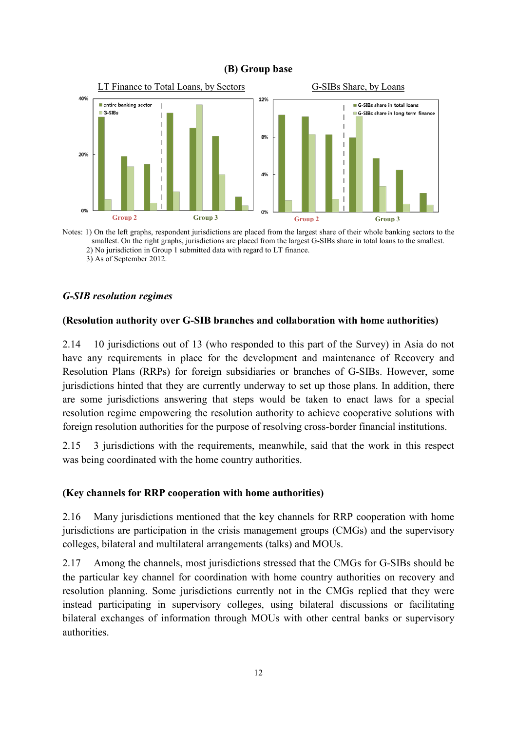**(B) Group base**

LT Finance to Total Loans, by Sectors

G-SIBs Share, by Loans

Notes: 1) On the left graphs, respondent jurisdictions are placed from the largest share of their whole banking sectors to the smallest. On the right graphs, jurisdictions are placed from the largest G-SIBs share in total loans to the smallest.
2) No jurisdiction in Group 1 submitted data with regard to LT finance.
3) As of September 2012.

### *G-SIB resolution regimes*

**(Resolution authority over G-SIB branches and collaboration with home authorities)**

2.14 10 jurisdictions out of 13 (who responded to this part of the Survey) in Asia do not have any requirements in place for the development and maintenance of Recovery and Resolution Plans (RRPs) for foreign subsidiaries or branches of G-SIBs. However, some jurisdictions hinted that they are currently underway to set up those plans. In addition, there are some jurisdictions answering that steps would be taken to enact laws for a special resolution regime empowering the resolution authority to achieve cooperative solutions with foreign resolution authorities for the purpose of resolving cross-border financial institutions.

2.15 3 jurisdictions with the requirements, meanwhile, said that the work in this respect was being coordinated with the home country authorities.

**(Key channels for RRP cooperation with home authorities)**

2.16 Many jurisdictions mentioned that the key channels for RRP cooperation with home jurisdictions are participation in the crisis management groups (CMGs) and the supervisory colleges, bilateral and multilateral arrangements (talks) and MOUs.

2.17 Among the channels, most jurisdictions stressed that the CMGs for G-SIBs should be the particular key channel for coordination with home country authorities on recovery and resolution planning. Some jurisdictions currently not in the CMGs replied that they were instead participating in supervisory colleges, using bilateral discussions or facilitating bilateral exchanges of information through MOUs with other central banks or supervisory authorities.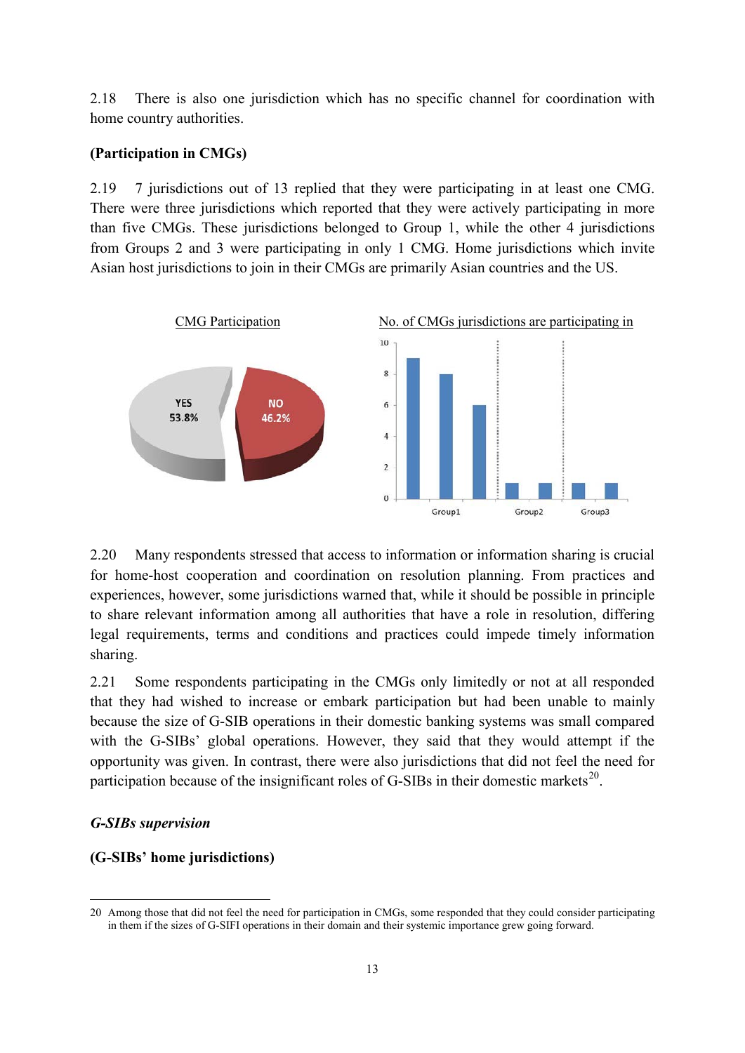2.18 There is also one jurisdiction which has no specific channel for coordination with home country authorities.

**(Participation in CMGs)**

2.19 7 jurisdictions out of 13 replied that they were participating in at least one CMG. There were three jurisdictions which reported that they were actively participating in more than five CMGs. These jurisdictions belonged to Group 1, while the other 4 jurisdictions from Groups 2 and 3 were participating in only 1 CMG. Home jurisdictions which invite Asian host jurisdictions to join in their CMGs are primarily Asian countries and the US.

CMG Participation

No. of CMGs jurisdictions are participating in

2.20 Many respondents stressed that access to information or information sharing is crucial for home-host cooperation and coordination on resolution planning. From practices and experiences, however, some jurisdictions warned that, while it should be possible in principle to share relevant information among all authorities that have a role in resolution, differing legal requirements, terms and conditions and practices could impede timely information sharing.

2.21 Some respondents participating in the CMGs only limitedly or not at all responded that they had wished to increase or embark participation but had been unable to mainly because the size of G-SIB operations in their domestic banking systems was small compared with the G-SIBs' global operations. However, they said that they would attempt if the opportunity was given. In contrast, there were also jurisdictions that did not feel the need for participation because of the insignificant roles of G-SIBs in their domestic markets[20].

***G-SIBs supervision***

**(G-SIBs' home jurisdictions)**

20 Among those that did not feel the need for participation in CMGs, some responded that they could consider participating in them if the sizes of G-SIFI operations in their domain and their systemic importance grew going forward.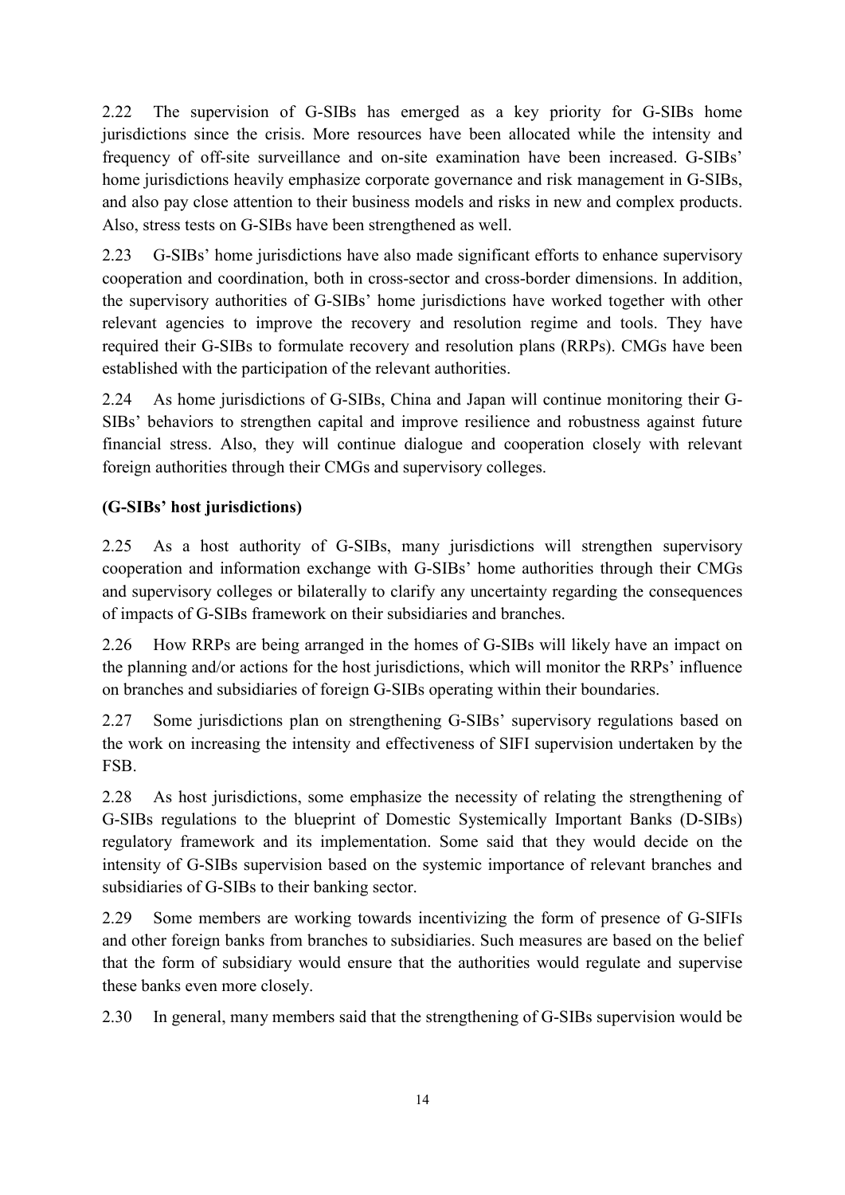2.22 The supervision of G-SIBs has emerged as a key priority for G-SIBs home jurisdictions since the crisis. More resources have been allocated while the intensity and frequency of off-site surveillance and on-site examination have been increased. G-SIBs' home jurisdictions heavily emphasize corporate governance and risk management in G-SIBs, and also pay close attention to their business models and risks in new and complex products. Also, stress tests on G-SIBs have been strengthened as well.

2.23 G-SIBs' home jurisdictions have also made significant efforts to enhance supervisory cooperation and coordination, both in cross-sector and cross-border dimensions. In addition, the supervisory authorities of G-SIBs' home jurisdictions have worked together with other relevant agencies to improve the recovery and resolution regime and tools. They have required their G-SIBs to formulate recovery and resolution plans (RRPs). CMGs have been established with the participation of the relevant authorities.

2.24 As home jurisdictions of G-SIBs, China and Japan will continue monitoring their G-SIBs' behaviors to strengthen capital and improve resilience and robustness against future financial stress. Also, they will continue dialogue and cooperation closely with relevant foreign authorities through their CMGs and supervisory colleges.

**(G-SIBs' host jurisdictions)**

2.25 As a host authority of G-SIBs, many jurisdictions will strengthen supervisory cooperation and information exchange with G-SIBs' home authorities through their CMGs and supervisory colleges or bilaterally to clarify any uncertainty regarding the consequences of impacts of G-SIBs framework on their subsidiaries and branches.

2.26 How RRPs are being arranged in the homes of G-SIBs will likely have an impact on the planning and/or actions for the host jurisdictions, which will monitor the RRPs' influence on branches and subsidiaries of foreign G-SIBs operating within their boundaries.

2.27 Some jurisdictions plan on strengthening G-SIBs' supervisory regulations based on the work on increasing the intensity and effectiveness of SIFI supervision undertaken by the FSB.

2.28 As host jurisdictions, some emphasize the necessity of relating the strengthening of G-SIBs regulations to the blueprint of Domestic Systemically Important Banks (D-SIBs) regulatory framework and its implementation. Some said that they would decide on the intensity of G-SIBs supervision based on the systemic importance of relevant branches and subsidiaries of G-SIBs to their banking sector.

2.29 Some members are working towards incentivizing the form of presence of G-SIFIs and other foreign banks from branches to subsidiaries. Such measures are based on the belief that the form of subsidiary would ensure that the authorities would regulate and supervise these banks even more closely.

2.30 In general, many members said that the strengthening of G-SIBs supervision would be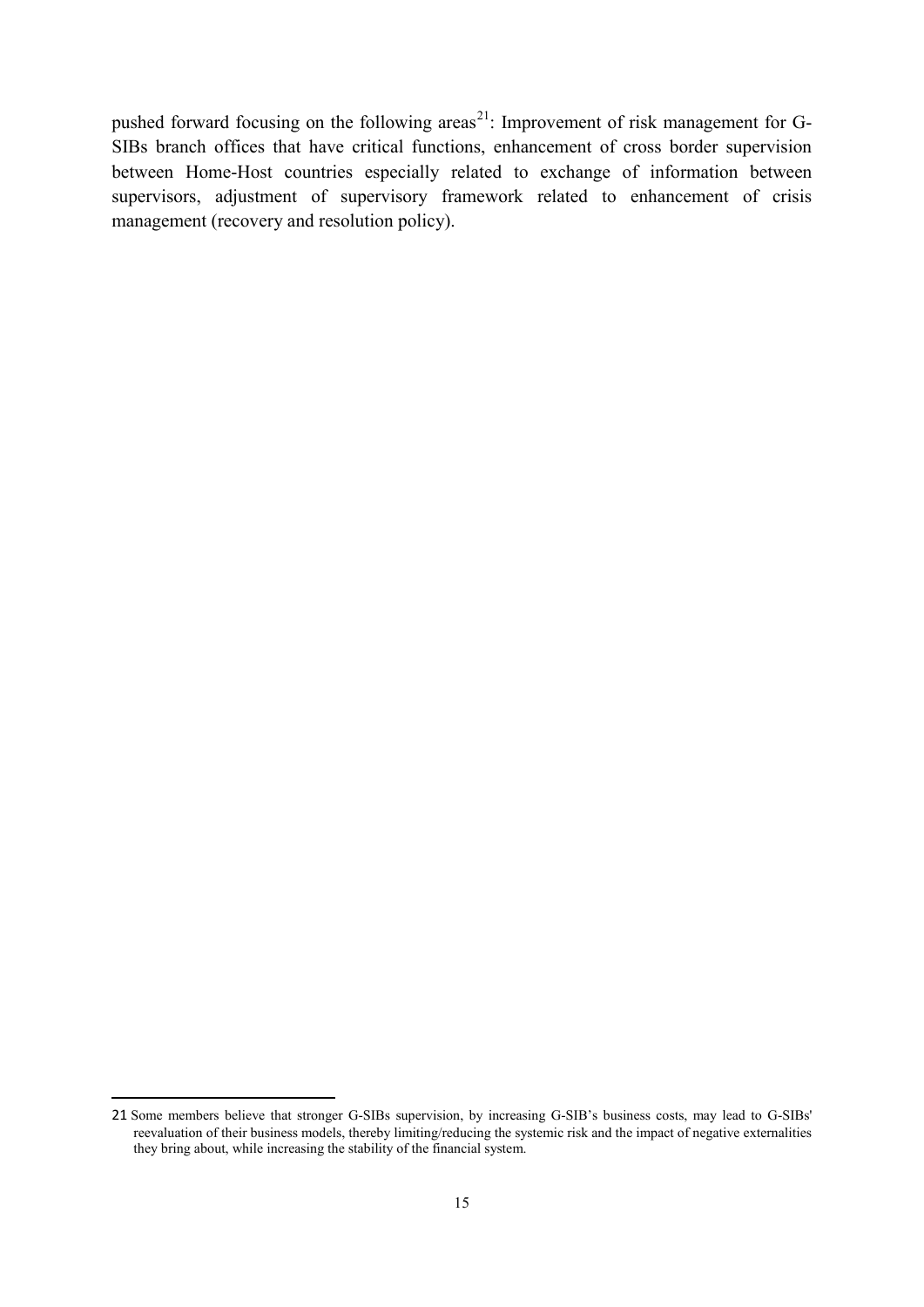pushed forward focusing on the following areas[21]: Improvement of risk management for G-SIBs branch offices that have critical functions, enhancement of cross border supervision between Home-Host countries especially related to exchange of information between supervisors, adjustment of supervisory framework related to enhancement of crisis management (recovery and resolution policy).

---

21 Some members believe that stronger G-SIBs supervision, by increasing G-SIB's business costs, may lead to G-SIBs' reevaluation of their business models, thereby limiting/reducing the systemic risk and the impact of negative externalities they bring about, while increasing the stability of the financial system.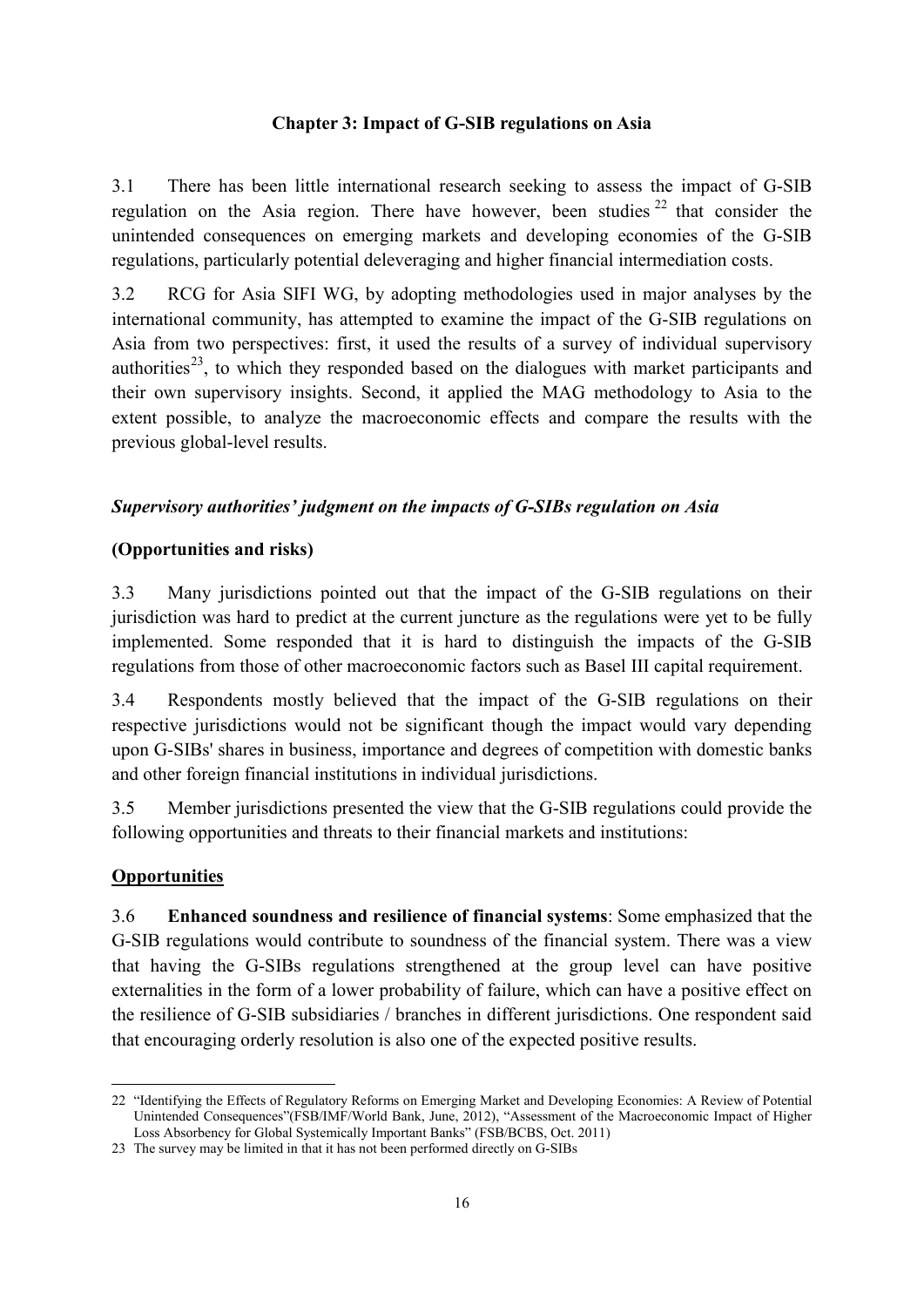## Chapter 3: Impact of G-SIB regulations on Asia

3.1 There has been little international research seeking to assess the impact of G-SIB regulation on the Asia region. There have however, been studies [22] that consider the unintended consequences on emerging markets and developing economies of the G-SIB regulations, particularly potential deleveraging and higher financial intermediation costs.

3.2 RCG for Asia SIFI WG, by adopting methodologies used in major analyses by the international community, has attempted to examine the impact of the G-SIB regulations on Asia from two perspectives: first, it used the results of a survey of individual supervisory authorities[23], to which they responded based on the dialogues with market participants and their own supervisory insights. Second, it applied the MAG methodology to Asia to the extent possible, to analyze the macroeconomic effects and compare the results with the previous global-level results.

### *Supervisory authorities' judgment on the impacts of G-SIBs regulation on Asia*

**(Opportunities and risks)**

3.3 Many jurisdictions pointed out that the impact of the G-SIB regulations on their jurisdiction was hard to predict at the current juncture as the regulations were yet to be fully implemented. Some responded that it is hard to distinguish the impacts of the G-SIB regulations from those of other macroeconomic factors such as Basel III capital requirement.

3.4 Respondents mostly believed that the impact of the G-SIB regulations on their respective jurisdictions would not be significant though the impact would vary depending upon G-SIBs' shares in business, importance and degrees of competition with domestic banks and other foreign financial institutions in individual jurisdictions.

3.5 Member jurisdictions presented the view that the G-SIB regulations could provide the following opportunities and threats to their financial markets and institutions:

**Opportunities**

3.6 **Enhanced soundness and resilience of financial systems**: Some emphasized that the G-SIB regulations would contribute to soundness of the financial system. There was a view that having the G-SIBs regulations strengthened at the group level can have positive externalities in the form of a lower probability of failure, which can have a positive effect on the resilience of G-SIB subsidiaries / branches in different jurisdictions. One respondent said that encouraging orderly resolution is also one of the expected positive results.

22 "Identifying the Effects of Regulatory Reforms on Emerging Market and Developing Economies: A Review of Potential Unintended Consequences"(FSB/IMF/World Bank, June, 2012), "Assessment of the Macroeconomic Impact of Higher Loss Absorbency for Global Systemically Important Banks" (FSB/BCBS, Oct. 2011)

23 The survey may be limited in that it has not been performed directly on G-SIBs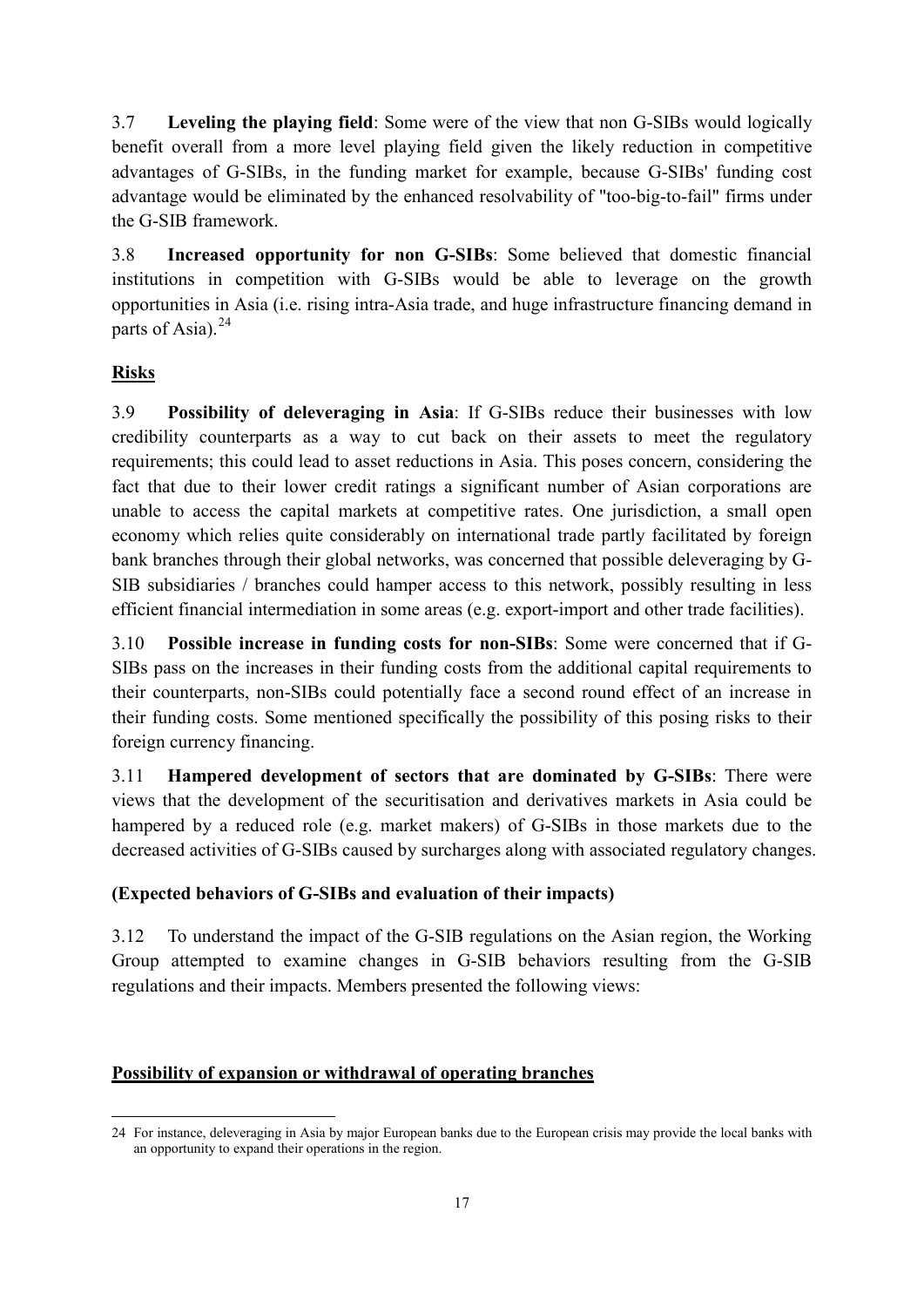3.7 **Leveling the playing field**: Some were of the view that non G-SIBs would logically benefit overall from a more level playing field given the likely reduction in competitive advantages of G-SIBs, in the funding market for example, because G-SIBs' funding cost advantage would be eliminated by the enhanced resolvability of "too-big-to-fail" firms under the G-SIB framework.

3.8 **Increased opportunity for non G-SIBs**: Some believed that domestic financial institutions in competition with G-SIBs would be able to leverage on the growth opportunities in Asia (i.e. rising intra-Asia trade, and huge infrastructure financing demand in parts of Asia).[24]

**Risks**

3.9 **Possibility of deleveraging in Asia**: If G-SIBs reduce their businesses with low credibility counterparts as a way to cut back on their assets to meet the regulatory requirements; this could lead to asset reductions in Asia. This poses concern, considering the fact that due to their lower credit ratings a significant number of Asian corporations are unable to access the capital markets at competitive rates. One jurisdiction, a small open economy which relies quite considerably on international trade partly facilitated by foreign bank branches through their global networks, was concerned that possible deleveraging by G-SIB subsidiaries / branches could hamper access to this network, possibly resulting in less efficient financial intermediation in some areas (e.g. export-import and other trade facilities).

3.10 **Possible increase in funding costs for non-SIBs**: Some were concerned that if G-SIBs pass on the increases in their funding costs from the additional capital requirements to their counterparts, non-SIBs could potentially face a second round effect of an increase in their funding costs. Some mentioned specifically the possibility of this posing risks to their foreign currency financing.

3.11 **Hampered development of sectors that are dominated by G-SIBs**: There were views that the development of the securitisation and derivatives markets in Asia could be hampered by a reduced role (e.g. market makers) of G-SIBs in those markets due to the decreased activities of G-SIBs caused by surcharges along with associated regulatory changes.

**(Expected behaviors of G-SIBs and evaluation of their impacts)**

3.12 To understand the impact of the G-SIB regulations on the Asian region, the Working Group attempted to examine changes in G-SIB behaviors resulting from the G-SIB regulations and their impacts. Members presented the following views:

**Possibility of expansion or withdrawal of operating branches**

24 For instance, deleveraging in Asia by major European banks due to the European crisis may provide the local banks with an opportunity to expand their operations in the region.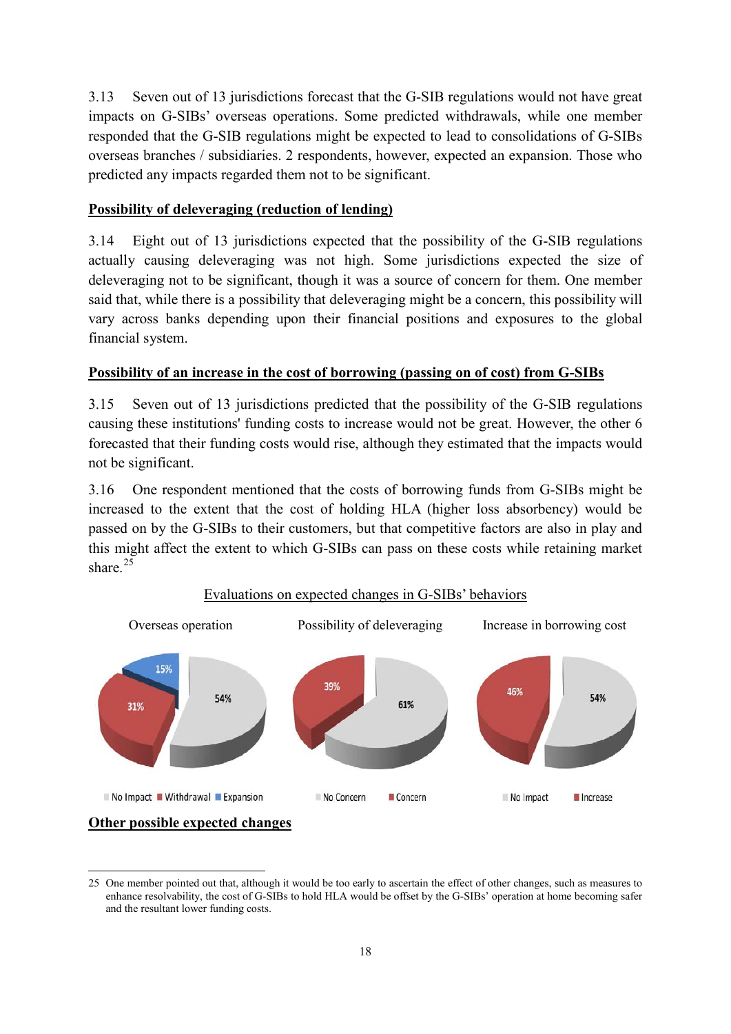3.13 Seven out of 13 jurisdictions forecast that the G-SIB regulations would not have great impacts on G-SIBs' overseas operations. Some predicted withdrawals, while one member responded that the G-SIB regulations might be expected to lead to consolidations of G-SIBs overseas branches / subsidiaries. 2 respondents, however, expected an expansion. Those who predicted any impacts regarded them not to be significant.

**Possibility of deleveraging (reduction of lending)**

3.14 Eight out of 13 jurisdictions expected that the possibility of the G-SIB regulations actually causing deleveraging was not high. Some jurisdictions expected the size of deleveraging not to be significant, though it was a source of concern for them. One member said that, while there is a possibility that deleveraging might be a concern, this possibility will vary across banks depending upon their financial positions and exposures to the global financial system.

**Possibility of an increase in the cost of borrowing (passing on of cost) from G-SIBs**

3.15 Seven out of 13 jurisdictions predicted that the possibility of the G-SIB regulations causing these institutions' funding costs to increase would not be great. However, the other 6 forecasted that their funding costs would rise, although they estimated that the impacts would not be significant.

3.16 One respondent mentioned that the costs of borrowing funds from G-SIBs might be increased to the extent that the cost of holding HLA (higher loss absorbency) would be passed on by the G-SIBs to their customers, but that competitive factors are also in play and this might affect the extent to which G-SIBs can pass on these costs while retaining market share.[25]

Evaluations on expected changes in G-SIBs' behaviors

| Overseas operation | | Possibility of deleveraging | | Increase in borrowing cost | |
|---|---|---|---|---|---|
| No Impact | 54% | No Concern | 61% | No Impact | 54% |
| Withdrawal | 31% | Concern | 39% | Increase | 46% |
| Expansion | 15% | | | | |

**Other possible expected changes**

25 One member pointed out that, although it would be too early to ascertain the effect of other changes, such as measures to enhance resolvability, the cost of G-SIBs to hold HLA would be offset by the G-SIBs' operation at home becoming safer and the resultant lower funding costs.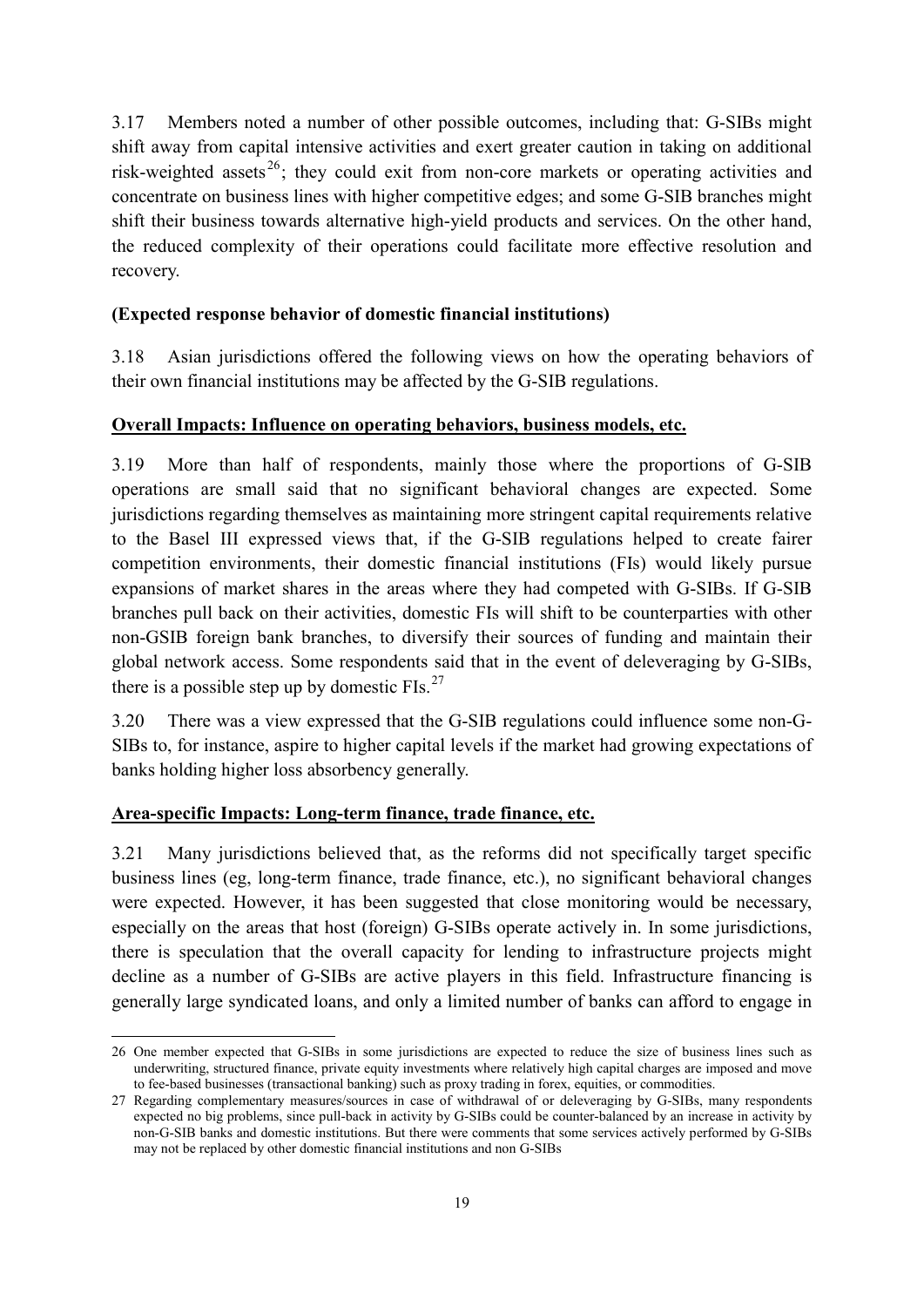3.17 Members noted a number of other possible outcomes, including that: G-SIBs might shift away from capital intensive activities and exert greater caution in taking on additional risk-weighted assets[26]; they could exit from non-core markets or operating activities and concentrate on business lines with higher competitive edges; and some G-SIB branches might shift their business towards alternative high-yield products and services. On the other hand, the reduced complexity of their operations could facilitate more effective resolution and recovery.

**(Expected response behavior of domestic financial institutions)**

3.18 Asian jurisdictions offered the following views on how the operating behaviors of their own financial institutions may be affected by the G-SIB regulations.

**<u>Overall Impacts: Influence on operating behaviors, business models, etc.</u>**

3.19 More than half of respondents, mainly those where the proportions of G-SIB operations are small said that no significant behavioral changes are expected. Some jurisdictions regarding themselves as maintaining more stringent capital requirements relative to the Basel III expressed views that, if the G-SIB regulations helped to create fairer competition environments, their domestic financial institutions (FIs) would likely pursue expansions of market shares in the areas where they had competed with G-SIBs. If G-SIB branches pull back on their activities, domestic FIs will shift to be counterparties with other non-GSIB foreign bank branches, to diversify their sources of funding and maintain their global network access. Some respondents said that in the event of deleveraging by G-SIBs, there is a possible step up by domestic FIs.[27]

3.20 There was a view expressed that the G-SIB regulations could influence some non-G-SIBs to, for instance, aspire to higher capital levels if the market had growing expectations of banks holding higher loss absorbency generally.

**<u>Area-specific Impacts: Long-term finance, trade finance, etc.</u>**

3.21 Many jurisdictions believed that, as the reforms did not specifically target specific business lines (eg, long-term finance, trade finance, etc.), no significant behavioral changes were expected. However, it has been suggested that close monitoring would be necessary, especially on the areas that host (foreign) G-SIBs operate actively in. In some jurisdictions, there is speculation that the overall capacity for lending to infrastructure projects might decline as a number of G-SIBs are active players in this field. Infrastructure financing is generally large syndicated loans, and only a limited number of banks can afford to engage in

---

26 One member expected that G-SIBs in some jurisdictions are expected to reduce the size of business lines such as underwriting, structured finance, private equity investments where relatively high capital charges are imposed and move to fee-based businesses (transactional banking) such as proxy trading in forex, equities, or commodities.

27 Regarding complementary measures/sources in case of withdrawal of or deleveraging by G-SIBs, many respondents expected no big problems, since pull-back in activity by G-SIBs could be counter-balanced by an increase in activity by non-G-SIB banks and domestic institutions. But there were comments that some services actively performed by G-SIBs may not be replaced by other domestic financial institutions and non G-SIBs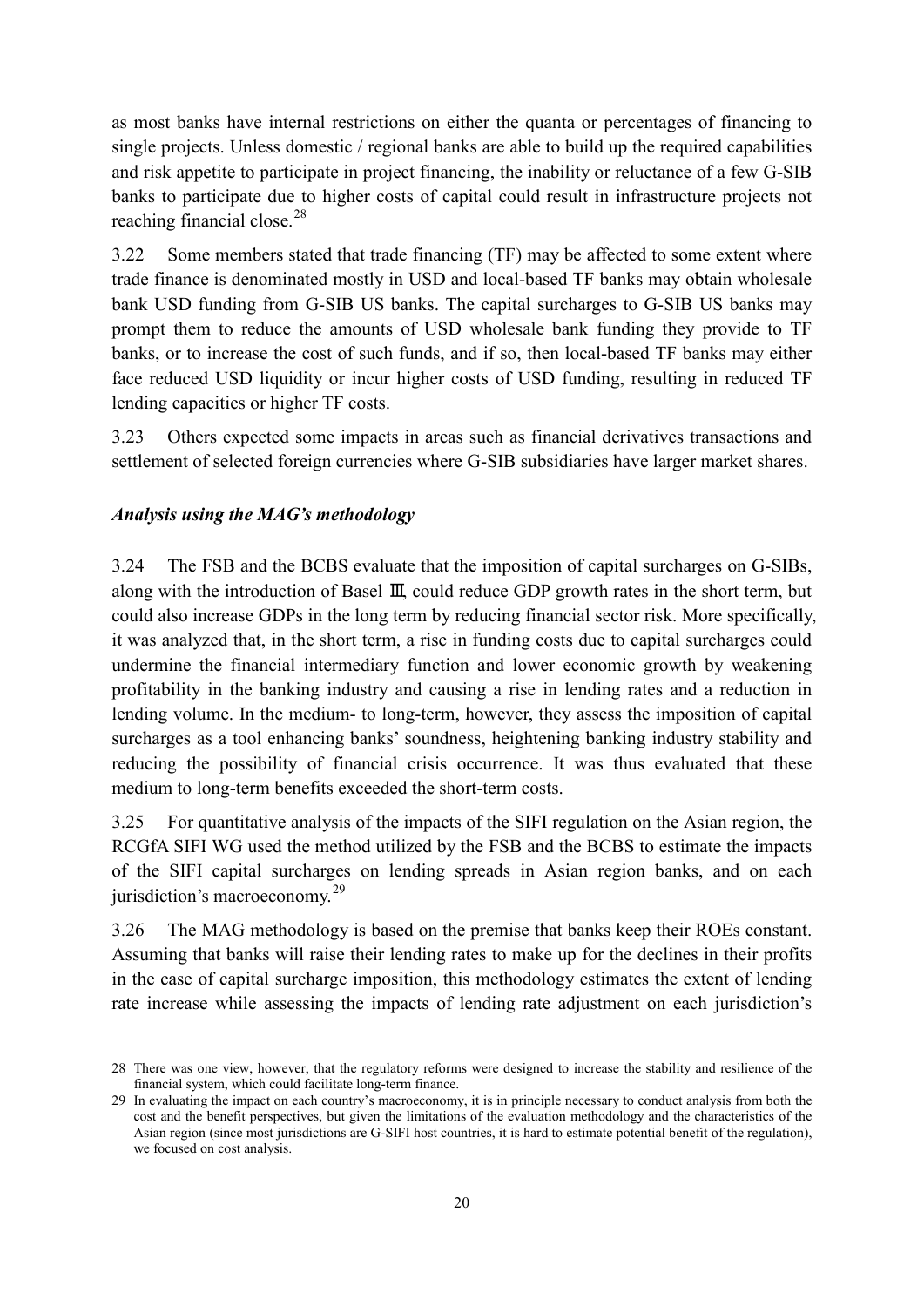as most banks have internal restrictions on either the quanta or percentages of financing to single projects. Unless domestic / regional banks are able to build up the required capabilities and risk appetite to participate in project financing, the inability or reluctance of a few G-SIB banks to participate due to higher costs of capital could result in infrastructure projects not reaching financial close.[28]

3.22 Some members stated that trade financing (TF) may be affected to some extent where trade finance is denominated mostly in USD and local-based TF banks may obtain wholesale bank USD funding from G-SIB US banks. The capital surcharges to G-SIB US banks may prompt them to reduce the amounts of USD wholesale bank funding they provide to TF banks, or to increase the cost of such funds, and if so, then local-based TF banks may either face reduced USD liquidity or incur higher costs of USD funding, resulting in reduced TF lending capacities or higher TF costs.

3.23 Others expected some impacts in areas such as financial derivatives transactions and settlement of selected foreign currencies where G-SIB subsidiaries have larger market shares.

***Analysis using the MAG's methodology***

3.24 The FSB and the BCBS evaluate that the imposition of capital surcharges on G-SIBs, along with the introduction of Basel Ⅲ, could reduce GDP growth rates in the short term, but could also increase GDPs in the long term by reducing financial sector risk. More specifically, it was analyzed that, in the short term, a rise in funding costs due to capital surcharges could undermine the financial intermediary function and lower economic growth by weakening profitability in the banking industry and causing a rise in lending rates and a reduction in lending volume. In the medium- to long-term, however, they assess the imposition of capital surcharges as a tool enhancing banks' soundness, heightening banking industry stability and reducing the possibility of financial crisis occurrence. It was thus evaluated that these medium to long-term benefits exceeded the short-term costs.

3.25 For quantitative analysis of the impacts of the SIFI regulation on the Asian region, the RCGfA SIFI WG used the method utilized by the FSB and the BCBS to estimate the impacts of the SIFI capital surcharges on lending spreads in Asian region banks, and on each jurisdiction's macroeconomy.[29]

3.26 The MAG methodology is based on the premise that banks keep their ROEs constant. Assuming that banks will raise their lending rates to make up for the declines in their profits in the case of capital surcharge imposition, this methodology estimates the extent of lending rate increase while assessing the impacts of lending rate adjustment on each jurisdiction's

---

28 There was one view, however, that the regulatory reforms were designed to increase the stability and resilience of the financial system, which could facilitate long-term finance.

29 In evaluating the impact on each country's macroeconomy, it is in principle necessary to conduct analysis from both the cost and the benefit perspectives, but given the limitations of the evaluation methodology and the characteristics of the Asian region (since most jurisdictions are G-SIFI host countries, it is hard to estimate potential benefit of the regulation), we focused on cost analysis.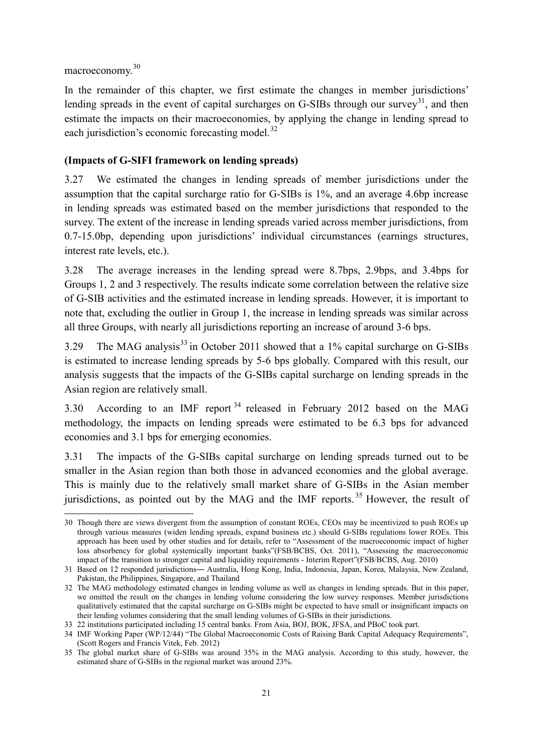macroeconomy.[30]

In the remainder of this chapter, we first estimate the changes in member jurisdictions' lending spreads in the event of capital surcharges on G-SIBs through our survey[31], and then estimate the impacts on their macroeconomies, by applying the change in lending spread to each jurisdiction's economic forecasting model.[32]

**(Impacts of G-SIFI framework on lending spreads)**

3.27 We estimated the changes in lending spreads of member jurisdictions under the assumption that the capital surcharge ratio for G-SIBs is 1%, and an average 4.6bp increase in lending spreads was estimated based on the member jurisdictions that responded to the survey. The extent of the increase in lending spreads varied across member jurisdictions, from 0.7-15.0bp, depending upon jurisdictions' individual circumstances (earnings structures, interest rate levels, etc.).

3.28 The average increases in the lending spread were 8.7bps, 2.9bps, and 3.4bps for Groups 1, 2 and 3 respectively. The results indicate some correlation between the relative size of G-SIB activities and the estimated increase in lending spreads. However, it is important to note that, excluding the outlier in Group 1, the increase in lending spreads was similar across all three Groups, with nearly all jurisdictions reporting an increase of around 3-6 bps.

3.29 The MAG analysis[33] in October 2011 showed that a 1% capital surcharge on G-SIBs is estimated to increase lending spreads by 5-6 bps globally. Compared with this result, our analysis suggests that the impacts of the G-SIBs capital surcharge on lending spreads in the Asian region are relatively small.

3.30 According to an IMF report[34] released in February 2012 based on the MAG methodology, the impacts on lending spreads were estimated to be 6.3 bps for advanced economies and 3.1 bps for emerging economies.

3.31 The impacts of the G-SIBs capital surcharge on lending spreads turned out to be smaller in the Asian region than both those in advanced economies and the global average. This is mainly due to the relatively small market share of G-SIBs in the Asian member jurisdictions, as pointed out by the MAG and the IMF reports.[35] However, the result of

---

30 Though there are views divergent from the assumption of constant ROEs, CEOs may be incentivized to push ROEs up through various measures (widen lending spreads, expand business etc.) should G-SIBs regulations lower ROEs. This approach has been used by other studies and for details, refer to "Assessment of the macroeconomic impact of higher loss absorbency for global systemically important banks"(FSB/BCBS, Oct. 2011), "Assessing the macroeconomic impact of the transition to stronger capital and liquidity requirements - Interim Report"(FSB/BCBS, Aug. 2010)

31 Based on 12 responded jurisdictions― Australia, Hong Kong, India, Indonesia, Japan, Korea, Malaysia, New Zealand, Pakistan, the Philippines, Singapore, and Thailand

32 The MAG methodology estimated changes in lending volume as well as changes in lending spreads. But in this paper, we omitted the result on the changes in lending volume considering the low survey responses. Member jurisdictions qualitatively estimated that the capital surcharge on G-SIBs might be expected to have small or insignificant impacts on their lending volumes considering that the small lending volumes of G-SIBs in their jurisdictions.

33 22 institutions participated including 15 central banks. From Asia, BOJ, BOK, JFSA, and PBoC took part.

34 IMF Working Paper (WP/12/44) "The Global Macroeconomic Costs of Raising Bank Capital Adequacy Requirements", (Scott Rogers and Francis Vitek, Feb. 2012)

35 The global market share of G-SIBs was around 35% in the MAG analysis. According to this study, however, the estimated share of G-SIBs in the regional market was around 23%.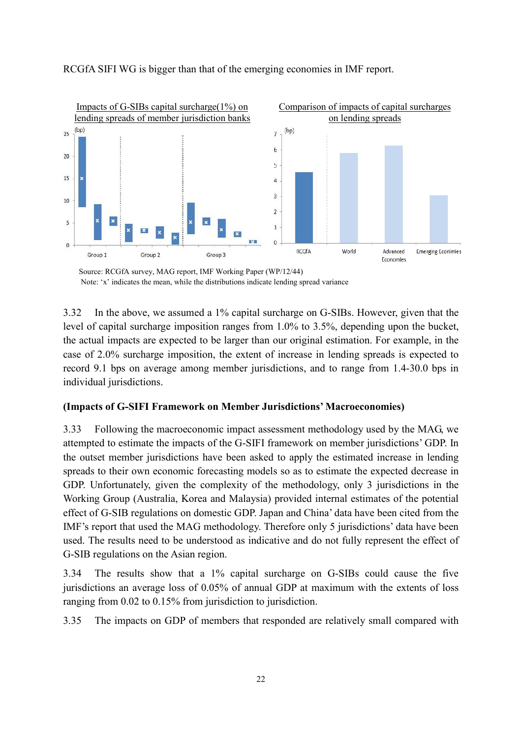RCGfA SIFI WG is bigger than that of the emerging economies in IMF report.

Impacts of G-SIBs capital surcharge(1%) on lending spreads of member jurisdiction banks

Comparison of impacts of capital surcharges on lending spreads

Source: RCGfA survey, MAG report, IMF Working Paper (WP/12/44)
Note: 'x' indicates the mean, while the distributions indicate lending spread variance

3.32 In the above, we assumed a 1% capital surcharge on G-SIBs. However, given that the level of capital surcharge imposition ranges from 1.0% to 3.5%, depending upon the bucket, the actual impacts are expected to be larger than our original estimation. For example, in the case of 2.0% surcharge imposition, the extent of increase in lending spreads is expected to record 9.1 bps on average among member jurisdictions, and to range from 1.4-30.0 bps in individual jurisdictions.

**(Impacts of G-SIFI Framework on Member Jurisdictions' Macroeconomies)**

3.33 Following the macroeconomic impact assessment methodology used by the MAG, we attempted to estimate the impacts of the G-SIFI framework on member jurisdictions' GDP. In the outset member jurisdictions have been asked to apply the estimated increase in lending spreads to their own economic forecasting models so as to estimate the expected decrease in GDP. Unfortunately, given the complexity of the methodology, only 3 jurisdictions in the Working Group (Australia, Korea and Malaysia) provided internal estimates of the potential effect of G-SIB regulations on domestic GDP. Japan and China' data have been cited from the IMF's report that used the MAG methodology. Therefore only 5 jurisdictions' data have been used. The results need to be understood as indicative and do not fully represent the effect of G-SIB regulations on the Asian region.

3.34 The results show that a 1% capital surcharge on G-SIBs could cause the five jurisdictions an average loss of 0.05% of annual GDP at maximum with the extents of loss ranging from 0.02 to 0.15% from jurisdiction to jurisdiction.

3.35 The impacts on GDP of members that responded are relatively small compared with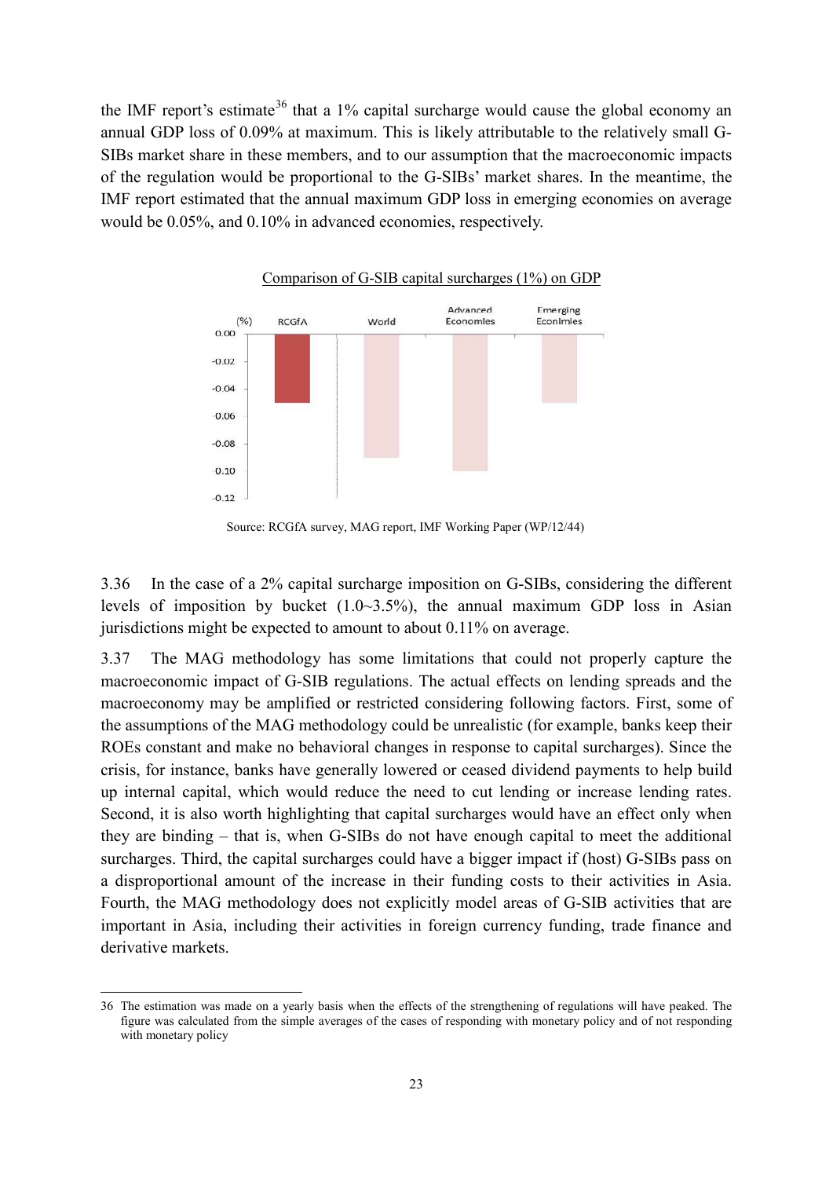the IMF report's estimate[36] that a 1% capital surcharge would cause the global economy an annual GDP loss of 0.09% at maximum. This is likely attributable to the relatively small G-SIBs market share in these members, and to our assumption that the macroeconomic impacts of the regulation would be proportional to the G-SIBs' market shares. In the meantime, the IMF report estimated that the annual maximum GDP loss in emerging economies on average would be 0.05%, and 0.10% in advanced economies, respectively.

Comparison of G-SIB capital surcharges (1%) on GDP

| (%) | RCGfA | World | Advanced Economies | Emerging Econlmies |
|---|---|---|---|---|
| GDP loss | -0.05 | -0.09 | -0.10 | -0.05 |

Source: RCGfA survey, MAG report, IMF Working Paper (WP/12/44)

3.36 In the case of a 2% capital surcharge imposition on G-SIBs, considering the different levels of imposition by bucket (1.0~3.5%), the annual maximum GDP loss in Asian jurisdictions might be expected to amount to about 0.11% on average.

3.37 The MAG methodology has some limitations that could not properly capture the macroeconomic impact of G-SIB regulations. The actual effects on lending spreads and the macroeconomy may be amplified or restricted considering following factors. First, some of the assumptions of the MAG methodology could be unrealistic (for example, banks keep their ROEs constant and make no behavioral changes in response to capital surcharges). Since the crisis, for instance, banks have generally lowered or ceased dividend payments to help build up internal capital, which would reduce the need to cut lending or increase lending rates. Second, it is also worth highlighting that capital surcharges would have an effect only when they are binding – that is, when G-SIBs do not have enough capital to meet the additional surcharges. Third, the capital surcharges could have a bigger impact if (host) G-SIBs pass on a disproportional amount of the increase in their funding costs to their activities in Asia. Fourth, the MAG methodology does not explicitly model areas of G-SIB activities that are important in Asia, including their activities in foreign currency funding, trade finance and derivative markets.

---

36 The estimation was made on a yearly basis when the effects of the strengthening of regulations will have peaked. The figure was calculated from the simple averages of the cases of responding with monetary policy and of not responding with monetary policy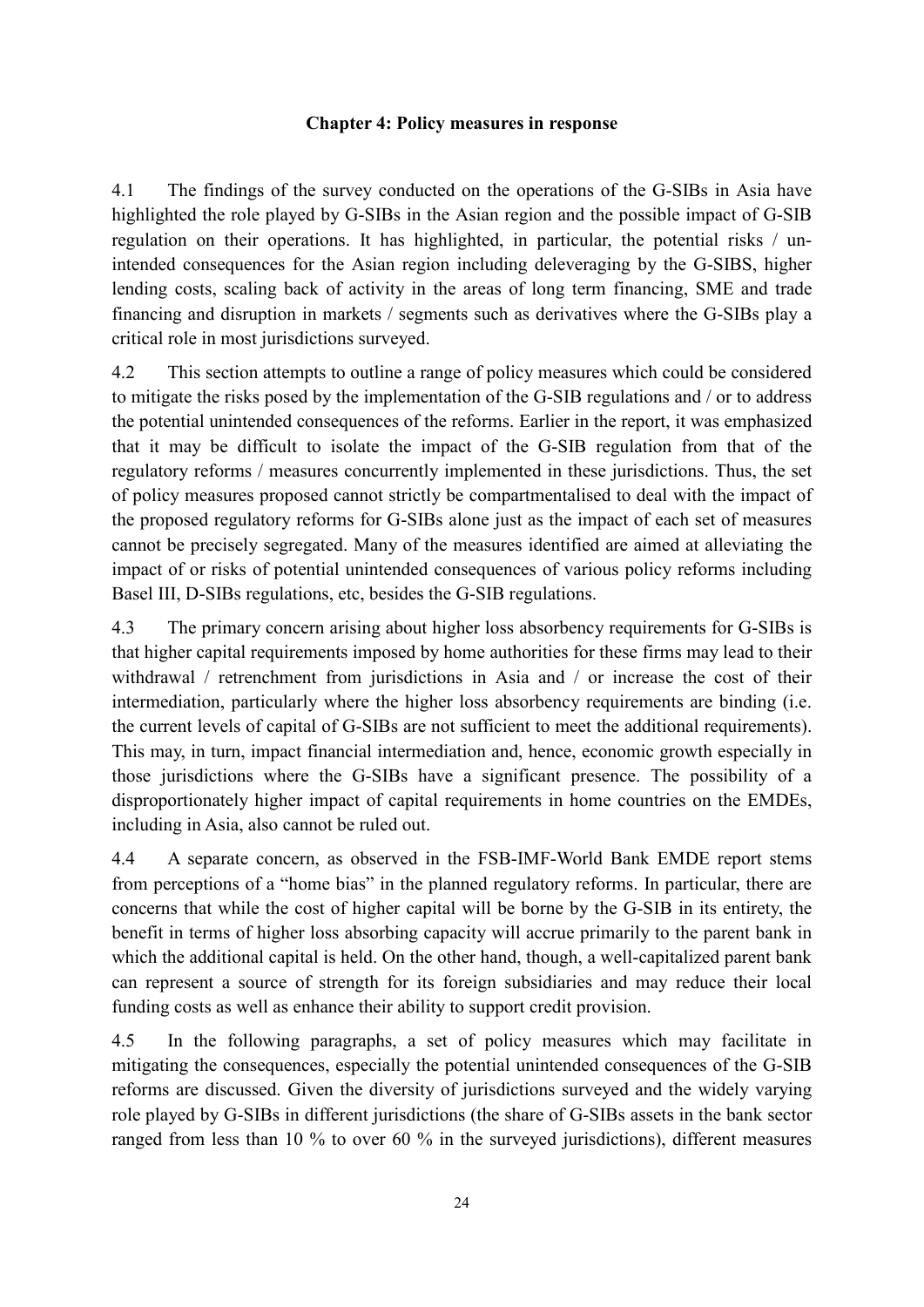## Chapter 4: Policy measures in response

4.1 The findings of the survey conducted on the operations of the G-SIBs in Asia have highlighted the role played by G-SIBs in the Asian region and the possible impact of G-SIB regulation on their operations. It has highlighted, in particular, the potential risks / un-intended consequences for the Asian region including deleveraging by the G-SIBS, higher lending costs, scaling back of activity in the areas of long term financing, SME and trade financing and disruption in markets / segments such as derivatives where the G-SIBs play a critical role in most jurisdictions surveyed.

4.2 This section attempts to outline a range of policy measures which could be considered to mitigate the risks posed by the implementation of the G-SIB regulations and / or to address the potential unintended consequences of the reforms. Earlier in the report, it was emphasized that it may be difficult to isolate the impact of the G-SIB regulation from that of the regulatory reforms / measures concurrently implemented in these jurisdictions. Thus, the set of policy measures proposed cannot strictly be compartmentalised to deal with the impact of the proposed regulatory reforms for G-SIBs alone just as the impact of each set of measures cannot be precisely segregated. Many of the measures identified are aimed at alleviating the impact of or risks of potential unintended consequences of various policy reforms including Basel III, D-SIBs regulations, etc, besides the G-SIB regulations.

4.3 The primary concern arising about higher loss absorbency requirements for G-SIBs is that higher capital requirements imposed by home authorities for these firms may lead to their withdrawal / retrenchment from jurisdictions in Asia and / or increase the cost of their intermediation, particularly where the higher loss absorbency requirements are binding (i.e. the current levels of capital of G-SIBs are not sufficient to meet the additional requirements). This may, in turn, impact financial intermediation and, hence, economic growth especially in those jurisdictions where the G-SIBs have a significant presence. The possibility of a disproportionately higher impact of capital requirements in home countries on the EMDEs, including in Asia, also cannot be ruled out.

4.4 A separate concern, as observed in the FSB-IMF-World Bank EMDE report stems from perceptions of a "home bias" in the planned regulatory reforms. In particular, there are concerns that while the cost of higher capital will be borne by the G-SIB in its entirety, the benefit in terms of higher loss absorbing capacity will accrue primarily to the parent bank in which the additional capital is held. On the other hand, though, a well-capitalized parent bank can represent a source of strength for its foreign subsidiaries and may reduce their local funding costs as well as enhance their ability to support credit provision.

4.5 In the following paragraphs, a set of policy measures which may facilitate in mitigating the consequences, especially the potential unintended consequences of the G-SIB reforms are discussed. Given the diversity of jurisdictions surveyed and the widely varying role played by G-SIBs in different jurisdictions (the share of G-SIBs assets in the bank sector ranged from less than 10 % to over 60 % in the surveyed jurisdictions), different measures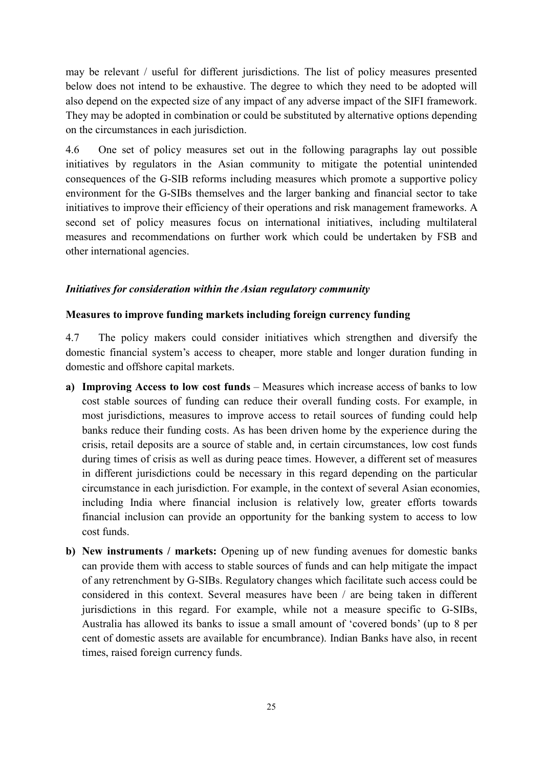may be relevant / useful for different jurisdictions. The list of policy measures presented below does not intend to be exhaustive. The degree to which they need to be adopted will also depend on the expected size of any impact of any adverse impact of the SIFI framework. They may be adopted in combination or could be substituted by alternative options depending on the circumstances in each jurisdiction.

4.6 One set of policy measures set out in the following paragraphs lay out possible initiatives by regulators in the Asian community to mitigate the potential unintended consequences of the G-SIB reforms including measures which promote a supportive policy environment for the G-SIBs themselves and the larger banking and financial sector to take initiatives to improve their efficiency of their operations and risk management frameworks. A second set of policy measures focus on international initiatives, including multilateral measures and recommendations on further work which could be undertaken by FSB and other international agencies.

***Initiatives for consideration within the Asian regulatory community***

**Measures to improve funding markets including foreign currency funding**

4.7 The policy makers could consider initiatives which strengthen and diversify the domestic financial system's access to cheaper, more stable and longer duration funding in domestic and offshore capital markets.

**a) Improving Access to low cost funds** – Measures which increase access of banks to low cost stable sources of funding can reduce their overall funding costs. For example, in most jurisdictions, measures to improve access to retail sources of funding could help banks reduce their funding costs. As has been driven home by the experience during the crisis, retail deposits are a source of stable and, in certain circumstances, low cost funds during times of crisis as well as during peace times. However, a different set of measures in different jurisdictions could be necessary in this regard depending on the particular circumstance in each jurisdiction. For example, in the context of several Asian economies, including India where financial inclusion is relatively low, greater efforts towards financial inclusion can provide an opportunity for the banking system to access to low cost funds.

**b) New instruments / markets:** Opening up of new funding avenues for domestic banks can provide them with access to stable sources of funds and can help mitigate the impact of any retrenchment by G-SIBs. Regulatory changes which facilitate such access could be considered in this context. Several measures have been / are being taken in different jurisdictions in this regard. For example, while not a measure specific to G-SIBs, Australia has allowed its banks to issue a small amount of 'covered bonds' (up to 8 per cent of domestic assets are available for encumbrance). Indian Banks have also, in recent times, raised foreign currency funds.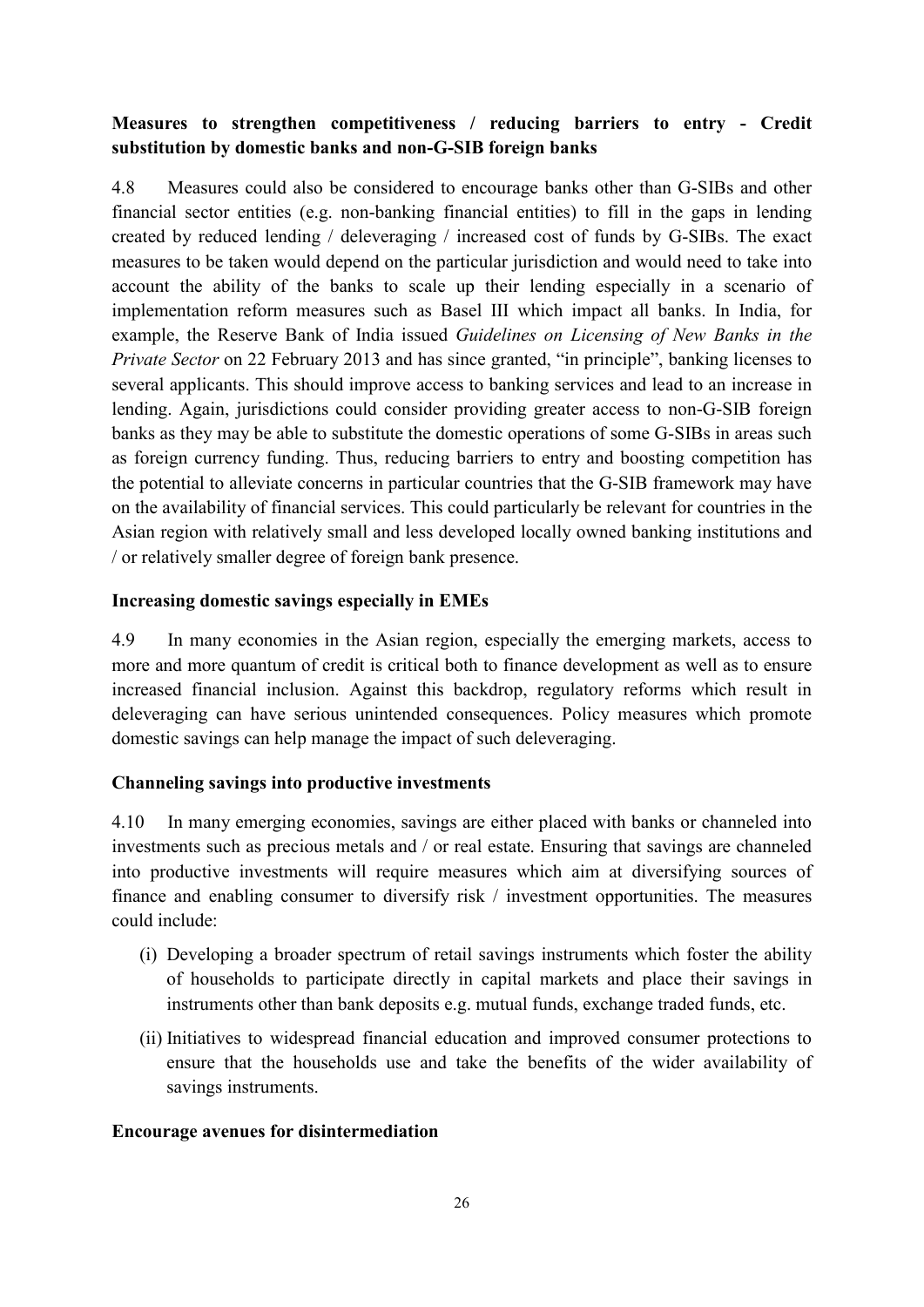**Measures to strengthen competitiveness / reducing barriers to entry - Credit substitution by domestic banks and non-G-SIB foreign banks**

4.8 Measures could also be considered to encourage banks other than G-SIBs and other financial sector entities (e.g. non-banking financial entities) to fill in the gaps in lending created by reduced lending / deleveraging / increased cost of funds by G-SIBs. The exact measures to be taken would depend on the particular jurisdiction and would need to take into account the ability of the banks to scale up their lending especially in a scenario of implementation reform measures such as Basel III which impact all banks. In India, for example, the Reserve Bank of India issued *Guidelines on Licensing of New Banks in the Private Sector* on 22 February 2013 and has since granted, "in principle", banking licenses to several applicants. This should improve access to banking services and lead to an increase in lending. Again, jurisdictions could consider providing greater access to non-G-SIB foreign banks as they may be able to substitute the domestic operations of some G-SIBs in areas such as foreign currency funding. Thus, reducing barriers to entry and boosting competition has the potential to alleviate concerns in particular countries that the G-SIB framework may have on the availability of financial services. This could particularly be relevant for countries in the Asian region with relatively small and less developed locally owned banking institutions and / or relatively smaller degree of foreign bank presence.

**Increasing domestic savings especially in EMEs**

4.9 In many economies in the Asian region, especially the emerging markets, access to more and more quantum of credit is critical both to finance development as well as to ensure increased financial inclusion. Against this backdrop, regulatory reforms which result in deleveraging can have serious unintended consequences. Policy measures which promote domestic savings can help manage the impact of such deleveraging.

**Channeling savings into productive investments**

4.10 In many emerging economies, savings are either placed with banks or channeled into investments such as precious metals and / or real estate. Ensuring that savings are channeled into productive investments will require measures which aim at diversifying sources of finance and enabling consumer to diversify risk / investment opportunities. The measures could include:

(i) Developing a broader spectrum of retail savings instruments which foster the ability of households to participate directly in capital markets and place their savings in instruments other than bank deposits e.g. mutual funds, exchange traded funds, etc.

(ii) Initiatives to widespread financial education and improved consumer protections to ensure that the households use and take the benefits of the wider availability of savings instruments.

**Encourage avenues for disintermediation**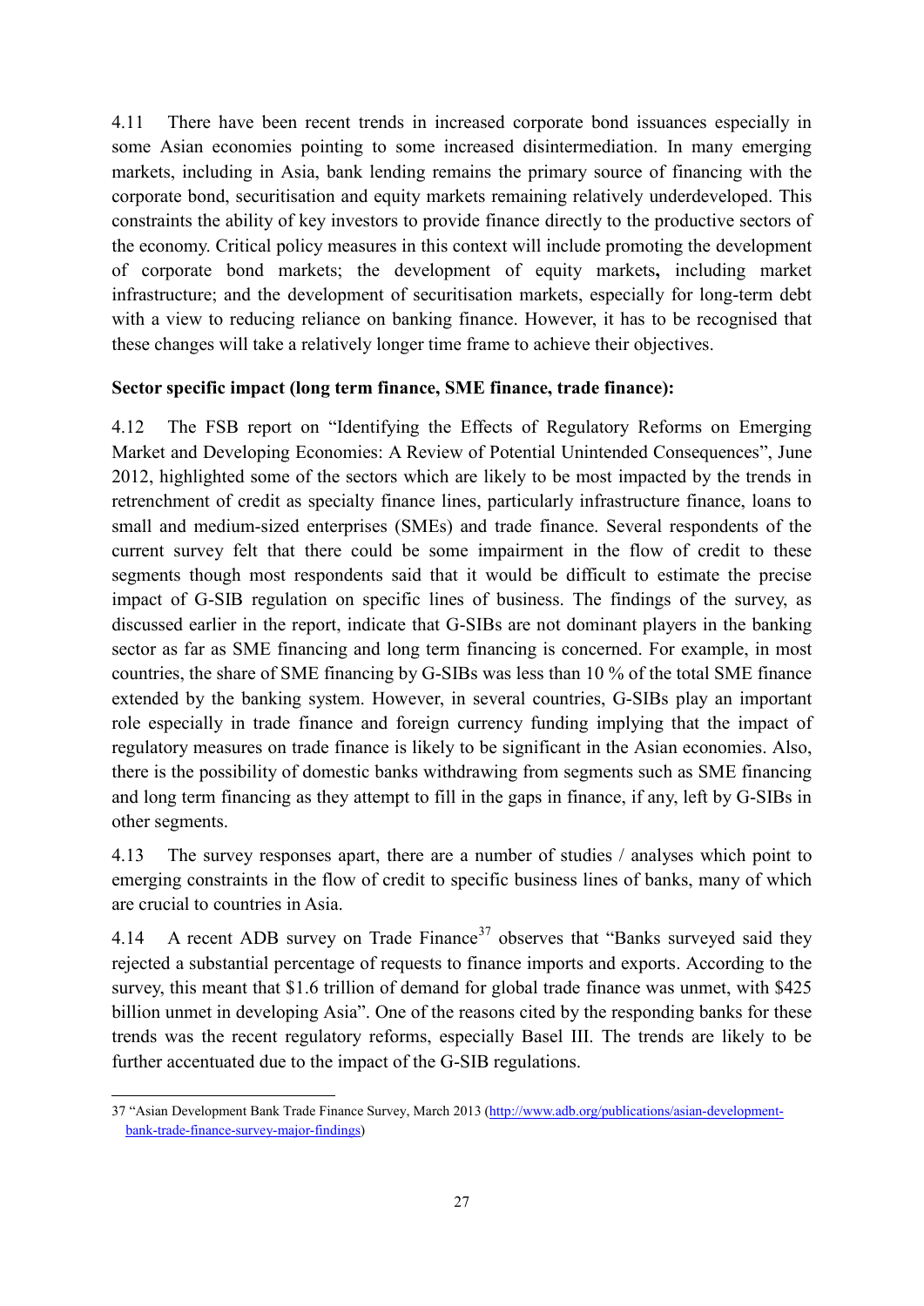4.11 There have been recent trends in increased corporate bond issuances especially in some Asian economies pointing to some increased disintermediation. In many emerging markets, including in Asia, bank lending remains the primary source of financing with the corporate bond, securitisation and equity markets remaining relatively underdeveloped. This constraints the ability of key investors to provide finance directly to the productive sectors of the economy. Critical policy measures in this context will include promoting the development of corporate bond markets; the development of equity markets**,** including market infrastructure; and the development of securitisation markets, especially for long-term debt with a view to reducing reliance on banking finance. However, it has to be recognised that these changes will take a relatively longer time frame to achieve their objectives.

**Sector specific impact (long term finance, SME finance, trade finance):**

4.12 The FSB report on "Identifying the Effects of Regulatory Reforms on Emerging Market and Developing Economies: A Review of Potential Unintended Consequences", June 2012, highlighted some of the sectors which are likely to be most impacted by the trends in retrenchment of credit as specialty finance lines, particularly infrastructure finance, loans to small and medium-sized enterprises (SMEs) and trade finance. Several respondents of the current survey felt that there could be some impairment in the flow of credit to these segments though most respondents said that it would be difficult to estimate the precise impact of G-SIB regulation on specific lines of business. The findings of the survey, as discussed earlier in the report, indicate that G-SIBs are not dominant players in the banking sector as far as SME financing and long term financing is concerned. For example, in most countries, the share of SME financing by G-SIBs was less than 10 % of the total SME finance extended by the banking system. However, in several countries, G-SIBs play an important role especially in trade finance and foreign currency funding implying that the impact of regulatory measures on trade finance is likely to be significant in the Asian economies. Also, there is the possibility of domestic banks withdrawing from segments such as SME financing and long term financing as they attempt to fill in the gaps in finance, if any, left by G-SIBs in other segments.

4.13 The survey responses apart, there are a number of studies / analyses which point to emerging constraints in the flow of credit to specific business lines of banks, many of which are crucial to countries in Asia.

4.14 A recent ADB survey on Trade Finance[37] observes that "Banks surveyed said they rejected a substantial percentage of requests to finance imports and exports. According to the survey, this meant that $1.6 trillion of demand for global trade finance was unmet, with $425 billion unmet in developing Asia". One of the reasons cited by the responding banks for these trends was the recent regulatory reforms, especially Basel III. The trends are likely to be further accentuated due to the impact of the G-SIB regulations.

---

37 "Asian Development Bank Trade Finance Survey, March 2013 (http://www.adb.org/publications/asian-development-bank-trade-finance-survey-major-findings)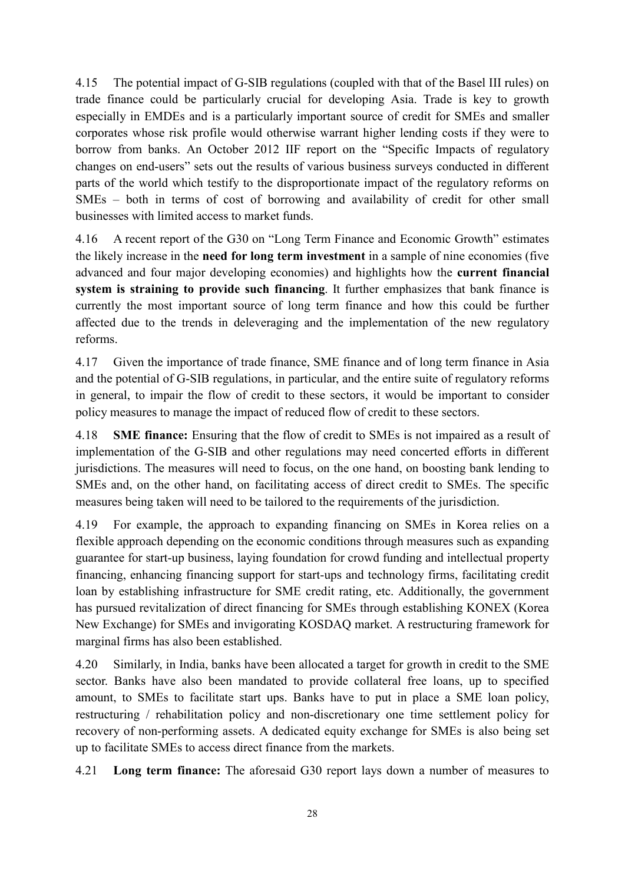4.15 The potential impact of G-SIB regulations (coupled with that of the Basel III rules) on trade finance could be particularly crucial for developing Asia. Trade is key to growth especially in EMDEs and is a particularly important source of credit for SMEs and smaller corporates whose risk profile would otherwise warrant higher lending costs if they were to borrow from banks. An October 2012 IIF report on the "Specific Impacts of regulatory changes on end-users" sets out the results of various business surveys conducted in different parts of the world which testify to the disproportionate impact of the regulatory reforms on SMEs – both in terms of cost of borrowing and availability of credit for other small businesses with limited access to market funds.

4.16 A recent report of the G30 on "Long Term Finance and Economic Growth" estimates the likely increase in the **need for long term investment** in a sample of nine economies (five advanced and four major developing economies) and highlights how the **current financial system is straining to provide such financing**. It further emphasizes that bank finance is currently the most important source of long term finance and how this could be further affected due to the trends in deleveraging and the implementation of the new regulatory reforms.

4.17 Given the importance of trade finance, SME finance and of long term finance in Asia and the potential of G-SIB regulations, in particular, and the entire suite of regulatory reforms in general, to impair the flow of credit to these sectors, it would be important to consider policy measures to manage the impact of reduced flow of credit to these sectors.

4.18 **SME finance:** Ensuring that the flow of credit to SMEs is not impaired as a result of implementation of the G-SIB and other regulations may need concerted efforts in different jurisdictions. The measures will need to focus, on the one hand, on boosting bank lending to SMEs and, on the other hand, on facilitating access of direct credit to SMEs. The specific measures being taken will need to be tailored to the requirements of the jurisdiction.

4.19 For example, the approach to expanding financing on SMEs in Korea relies on a flexible approach depending on the economic conditions through measures such as expanding guarantee for start-up business, laying foundation for crowd funding and intellectual property financing, enhancing financing support for start-ups and technology firms, facilitating credit loan by establishing infrastructure for SME credit rating, etc. Additionally, the government has pursued revitalization of direct financing for SMEs through establishing KONEX (Korea New Exchange) for SMEs and invigorating KOSDAQ market. A restructuring framework for marginal firms has also been established.

4.20 Similarly, in India, banks have been allocated a target for growth in credit to the SME sector. Banks have also been mandated to provide collateral free loans, up to specified amount, to SMEs to facilitate start ups. Banks have to put in place a SME loan policy, restructuring / rehabilitation policy and non-discretionary one time settlement policy for recovery of non-performing assets. A dedicated equity exchange for SMEs is also being set up to facilitate SMEs to access direct finance from the markets.

4.21 **Long term finance:** The aforesaid G30 report lays down a number of measures to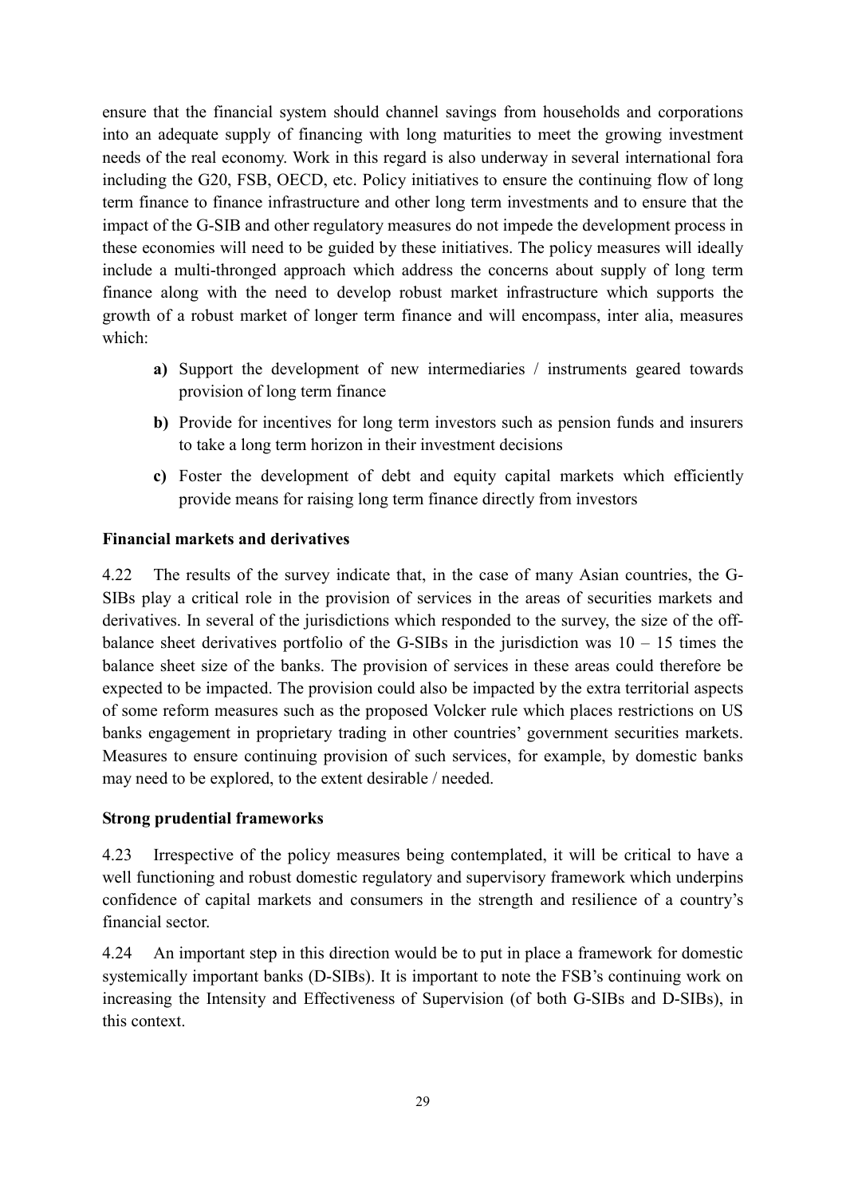ensure that the financial system should channel savings from households and corporations into an adequate supply of financing with long maturities to meet the growing investment needs of the real economy. Work in this regard is also underway in several international fora including the G20, FSB, OECD, etc. Policy initiatives to ensure the continuing flow of long term finance to finance infrastructure and other long term investments and to ensure that the impact of the G-SIB and other regulatory measures do not impede the development process in these economies will need to be guided by these initiatives. The policy measures will ideally include a multi-thronged approach which address the concerns about supply of long term finance along with the need to develop robust market infrastructure which supports the growth of a robust market of longer term finance and will encompass, inter alia, measures which:

- **a)** Support the development of new intermediaries / instruments geared towards provision of long term finance
- **b)** Provide for incentives for long term investors such as pension funds and insurers to take a long term horizon in their investment decisions
- **c)** Foster the development of debt and equity capital markets which efficiently provide means for raising long term finance directly from investors

**Financial markets and derivatives**

4.22 The results of the survey indicate that, in the case of many Asian countries, the G-SIBs play a critical role in the provision of services in the areas of securities markets and derivatives. In several of the jurisdictions which responded to the survey, the size of the off-balance sheet derivatives portfolio of the G-SIBs in the jurisdiction was 10 – 15 times the balance sheet size of the banks. The provision of services in these areas could therefore be expected to be impacted. The provision could also be impacted by the extra territorial aspects of some reform measures such as the proposed Volcker rule which places restrictions on US banks engagement in proprietary trading in other countries' government securities markets. Measures to ensure continuing provision of such services, for example, by domestic banks may need to be explored, to the extent desirable / needed.

**Strong prudential frameworks**

4.23 Irrespective of the policy measures being contemplated, it will be critical to have a well functioning and robust domestic regulatory and supervisory framework which underpins confidence of capital markets and consumers in the strength and resilience of a country's financial sector.

4.24 An important step in this direction would be to put in place a framework for domestic systemically important banks (D-SIBs). It is important to note the FSB's continuing work on increasing the Intensity and Effectiveness of Supervision (of both G-SIBs and D-SIBs), in this context.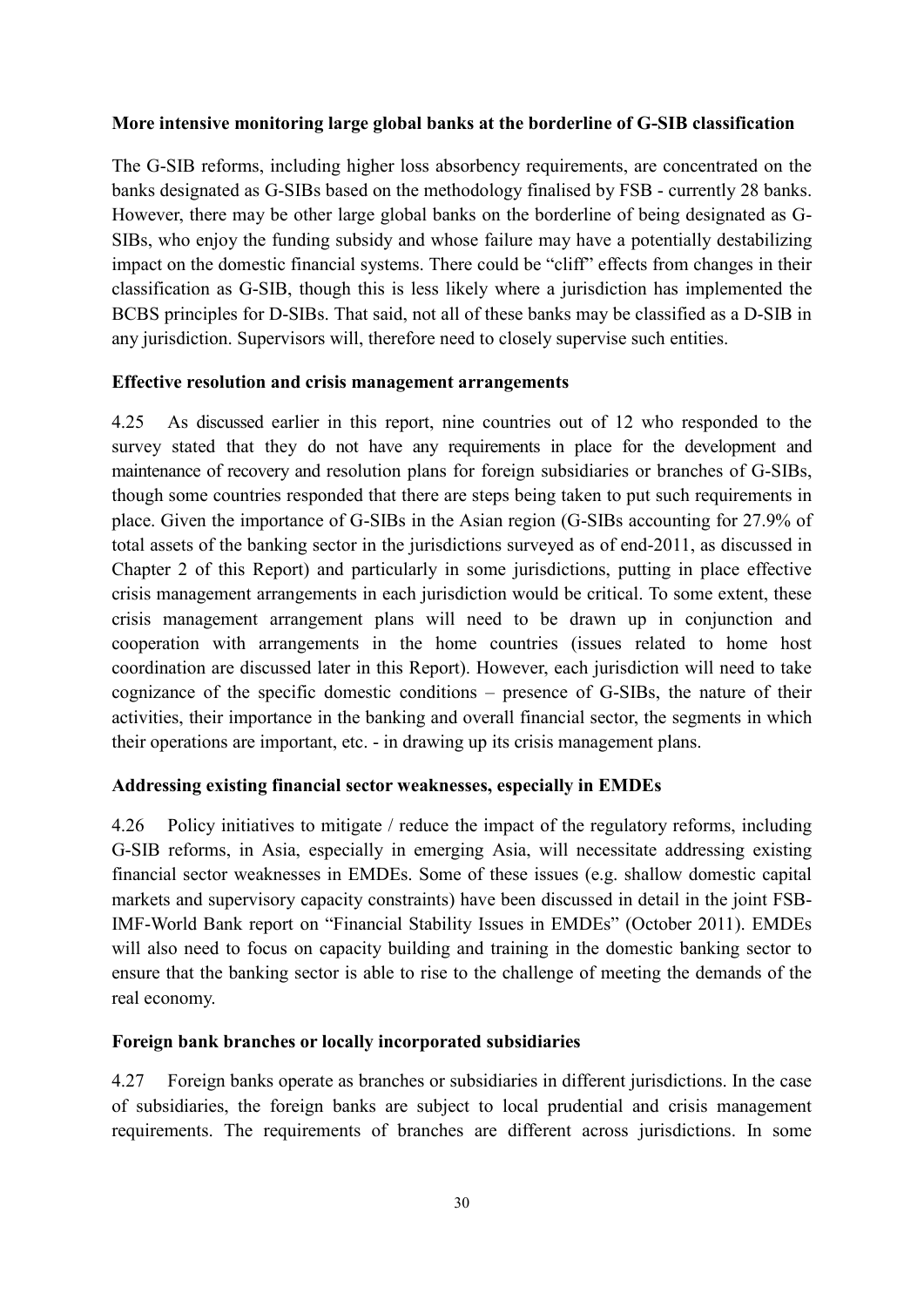**More intensive monitoring large global banks at the borderline of G-SIB classification**

The G-SIB reforms, including higher loss absorbency requirements, are concentrated on the banks designated as G-SIBs based on the methodology finalised by FSB - currently 28 banks. However, there may be other large global banks on the borderline of being designated as G-SIBs, who enjoy the funding subsidy and whose failure may have a potentially destabilizing impact on the domestic financial systems. There could be "cliff" effects from changes in their classification as G-SIB, though this is less likely where a jurisdiction has implemented the BCBS principles for D-SIBs. That said, not all of these banks may be classified as a D-SIB in any jurisdiction. Supervisors will, therefore need to closely supervise such entities.

**Effective resolution and crisis management arrangements**

4.25 As discussed earlier in this report, nine countries out of 12 who responded to the survey stated that they do not have any requirements in place for the development and maintenance of recovery and resolution plans for foreign subsidiaries or branches of G-SIBs, though some countries responded that there are steps being taken to put such requirements in place. Given the importance of G-SIBs in the Asian region (G-SIBs accounting for 27.9% of total assets of the banking sector in the jurisdictions surveyed as of end-2011, as discussed in Chapter 2 of this Report) and particularly in some jurisdictions, putting in place effective crisis management arrangements in each jurisdiction would be critical. To some extent, these crisis management arrangement plans will need to be drawn up in conjunction and cooperation with arrangements in the home countries (issues related to home host coordination are discussed later in this Report). However, each jurisdiction will need to take cognizance of the specific domestic conditions – presence of G-SIBs, the nature of their activities, their importance in the banking and overall financial sector, the segments in which their operations are important, etc. - in drawing up its crisis management plans.

**Addressing existing financial sector weaknesses, especially in EMDEs**

4.26 Policy initiatives to mitigate / reduce the impact of the regulatory reforms, including G-SIB reforms, in Asia, especially in emerging Asia, will necessitate addressing existing financial sector weaknesses in EMDEs. Some of these issues (e.g. shallow domestic capital markets and supervisory capacity constraints) have been discussed in detail in the joint FSB-IMF-World Bank report on "Financial Stability Issues in EMDEs" (October 2011). EMDEs will also need to focus on capacity building and training in the domestic banking sector to ensure that the banking sector is able to rise to the challenge of meeting the demands of the real economy.

**Foreign bank branches or locally incorporated subsidiaries**

4.27 Foreign banks operate as branches or subsidiaries in different jurisdictions. In the case of subsidiaries, the foreign banks are subject to local prudential and crisis management requirements. The requirements of branches are different across jurisdictions. In some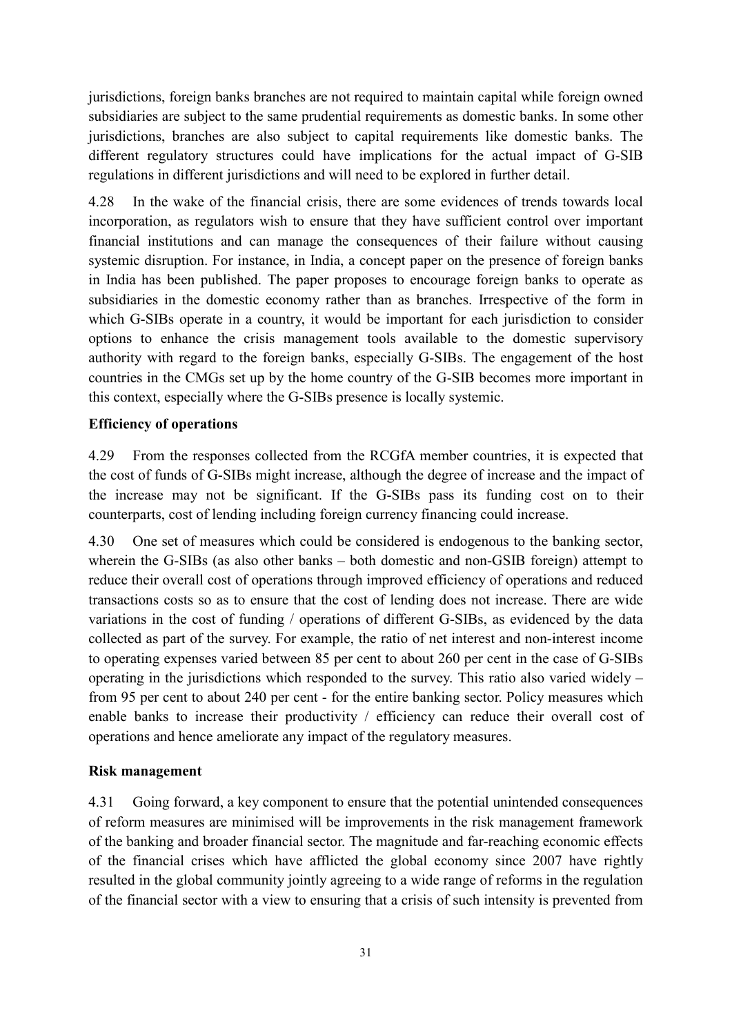jurisdictions, foreign banks branches are not required to maintain capital while foreign owned subsidiaries are subject to the same prudential requirements as domestic banks. In some other jurisdictions, branches are also subject to capital requirements like domestic banks. The different regulatory structures could have implications for the actual impact of G-SIB regulations in different jurisdictions and will need to be explored in further detail.

4.28 In the wake of the financial crisis, there are some evidences of trends towards local incorporation, as regulators wish to ensure that they have sufficient control over important financial institutions and can manage the consequences of their failure without causing systemic disruption. For instance, in India, a concept paper on the presence of foreign banks in India has been published. The paper proposes to encourage foreign banks to operate as subsidiaries in the domestic economy rather than as branches. Irrespective of the form in which G-SIBs operate in a country, it would be important for each jurisdiction to consider options to enhance the crisis management tools available to the domestic supervisory authority with regard to the foreign banks, especially G-SIBs. The engagement of the host countries in the CMGs set up by the home country of the G-SIB becomes more important in this context, especially where the G-SIBs presence is locally systemic.

**Efficiency of operations**

4.29 From the responses collected from the RCGfA member countries, it is expected that the cost of funds of G-SIBs might increase, although the degree of increase and the impact of the increase may not be significant. If the G-SIBs pass its funding cost on to their counterparts, cost of lending including foreign currency financing could increase.

4.30 One set of measures which could be considered is endogenous to the banking sector, wherein the G-SIBs (as also other banks – both domestic and non-GSIB foreign) attempt to reduce their overall cost of operations through improved efficiency of operations and reduced transactions costs so as to ensure that the cost of lending does not increase. There are wide variations in the cost of funding / operations of different G-SIBs, as evidenced by the data collected as part of the survey. For example, the ratio of net interest and non-interest income to operating expenses varied between 85 per cent to about 260 per cent in the case of G-SIBs operating in the jurisdictions which responded to the survey. This ratio also varied widely – from 95 per cent to about 240 per cent - for the entire banking sector. Policy measures which enable banks to increase their productivity / efficiency can reduce their overall cost of operations and hence ameliorate any impact of the regulatory measures.

**Risk management**

4.31 Going forward, a key component to ensure that the potential unintended consequences of reform measures are minimised will be improvements in the risk management framework of the banking and broader financial sector. The magnitude and far-reaching economic effects of the financial crises which have afflicted the global economy since 2007 have rightly resulted in the global community jointly agreeing to a wide range of reforms in the regulation of the financial sector with a view to ensuring that a crisis of such intensity is prevented from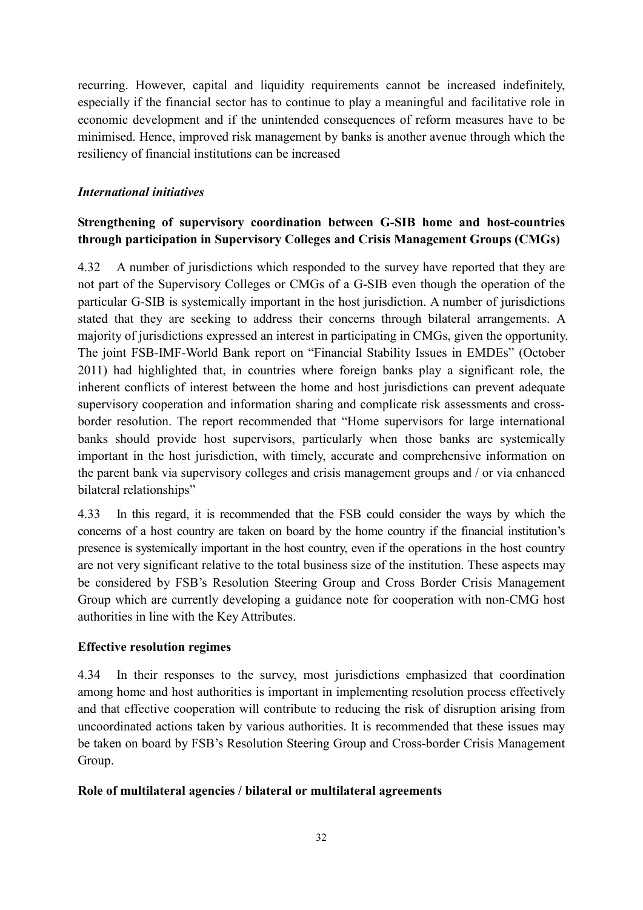recurring. However, capital and liquidity requirements cannot be increased indefinitely, especially if the financial sector has to continue to play a meaningful and facilitative role in economic development and if the unintended consequences of reform measures have to be minimised. Hence, improved risk management by banks is another avenue through which the resiliency of financial institutions can be increased

### *International initiatives*

**Strengthening of supervisory coordination between G-SIB home and host-countries through participation in Supervisory Colleges and Crisis Management Groups (CMGs)**

4.32 A number of jurisdictions which responded to the survey have reported that they are not part of the Supervisory Colleges or CMGs of a G-SIB even though the operation of the particular G-SIB is systemically important in the host jurisdiction. A number of jurisdictions stated that they are seeking to address their concerns through bilateral arrangements. A majority of jurisdictions expressed an interest in participating in CMGs, given the opportunity. The joint FSB-IMF-World Bank report on "Financial Stability Issues in EMDEs" (October 2011) had highlighted that, in countries where foreign banks play a significant role, the inherent conflicts of interest between the home and host jurisdictions can prevent adequate supervisory cooperation and information sharing and complicate risk assessments and cross-border resolution. The report recommended that "Home supervisors for large international banks should provide host supervisors, particularly when those banks are systemically important in the host jurisdiction, with timely, accurate and comprehensive information on the parent bank via supervisory colleges and crisis management groups and / or via enhanced bilateral relationships"

4.33 In this regard, it is recommended that the FSB could consider the ways by which the concerns of a host country are taken on board by the home country if the financial institution's presence is systemically important in the host country, even if the operations in the host country are not very significant relative to the total business size of the institution. These aspects may be considered by FSB's Resolution Steering Group and Cross Border Crisis Management Group which are currently developing a guidance note for cooperation with non-CMG host authorities in line with the Key Attributes.

**Effective resolution regimes**

4.34 In their responses to the survey, most jurisdictions emphasized that coordination among home and host authorities is important in implementing resolution process effectively and that effective cooperation will contribute to reducing the risk of disruption arising from uncoordinated actions taken by various authorities. It is recommended that these issues may be taken on board by FSB's Resolution Steering Group and Cross-border Crisis Management Group.

**Role of multilateral agencies / bilateral or multilateral agreements**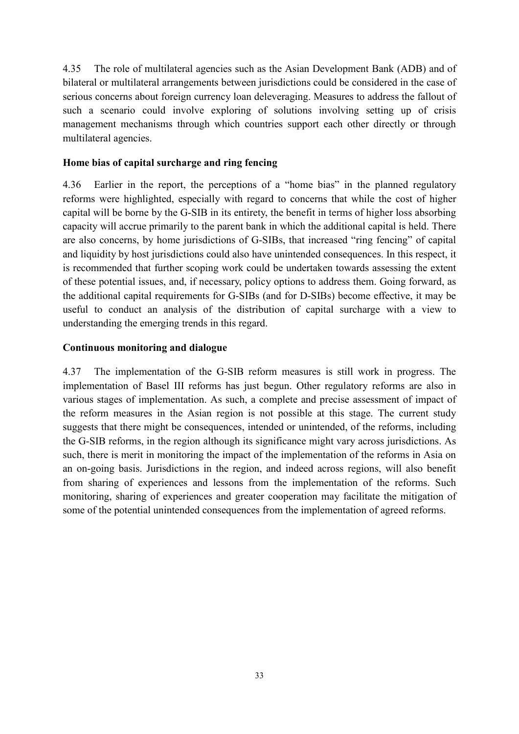4.35 The role of multilateral agencies such as the Asian Development Bank (ADB) and of bilateral or multilateral arrangements between jurisdictions could be considered in the case of serious concerns about foreign currency loan deleveraging. Measures to address the fallout of such a scenario could involve exploring of solutions involving setting up of crisis management mechanisms through which countries support each other directly or through multilateral agencies.

**Home bias of capital surcharge and ring fencing**

4.36 Earlier in the report, the perceptions of a "home bias" in the planned regulatory reforms were highlighted, especially with regard to concerns that while the cost of higher capital will be borne by the G-SIB in its entirety, the benefit in terms of higher loss absorbing capacity will accrue primarily to the parent bank in which the additional capital is held. There are also concerns, by home jurisdictions of G-SIBs, that increased "ring fencing" of capital and liquidity by host jurisdictions could also have unintended consequences. In this respect, it is recommended that further scoping work could be undertaken towards assessing the extent of these potential issues, and, if necessary, policy options to address them. Going forward, as the additional capital requirements for G-SIBs (and for D-SIBs) become effective, it may be useful to conduct an analysis of the distribution of capital surcharge with a view to understanding the emerging trends in this regard.

**Continuous monitoring and dialogue**

4.37 The implementation of the G-SIB reform measures is still work in progress. The implementation of Basel III reforms has just begun. Other regulatory reforms are also in various stages of implementation. As such, a complete and precise assessment of impact of the reform measures in the Asian region is not possible at this stage. The current study suggests that there might be consequences, intended or unintended, of the reforms, including the G-SIB reforms, in the region although its significance might vary across jurisdictions. As such, there is merit in monitoring the impact of the implementation of the reforms in Asia on an on-going basis. Jurisdictions in the region, and indeed across regions, will also benefit from sharing of experiences and lessons from the implementation of the reforms. Such monitoring, sharing of experiences and greater cooperation may facilitate the mitigation of some of the potential unintended consequences from the implementation of agreed reforms.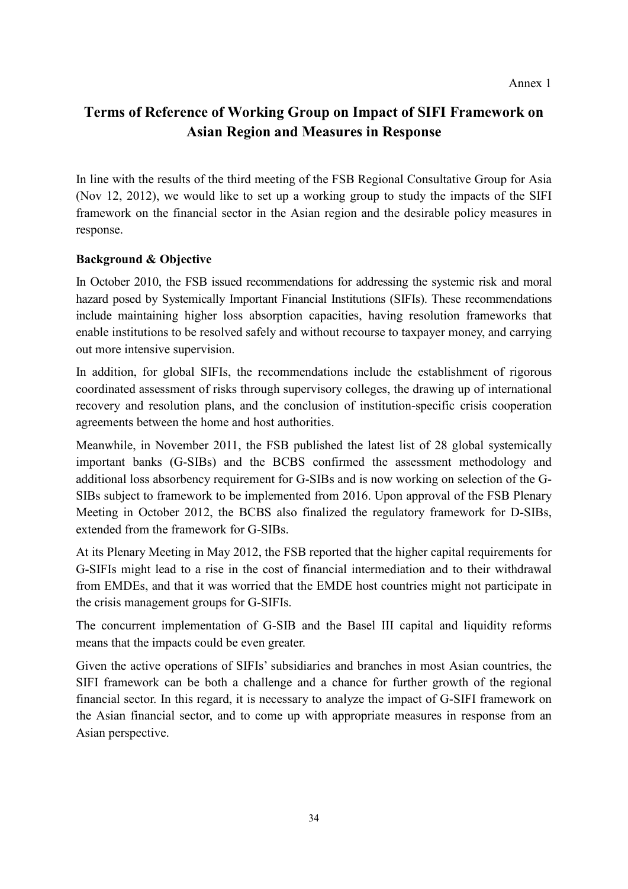Annex 1

# Terms of Reference of Working Group on Impact of SIFI Framework on Asian Region and Measures in Response

In line with the results of the third meeting of the FSB Regional Consultative Group for Asia (Nov 12, 2012), we would like to set up a working group to study the impacts of the SIFI framework on the financial sector in the Asian region and the desirable policy measures in response.

**Background & Objective**

In October 2010, the FSB issued recommendations for addressing the systemic risk and moral hazard posed by Systemically Important Financial Institutions (SIFIs). These recommendations include maintaining higher loss absorption capacities, having resolution frameworks that enable institutions to be resolved safely and without recourse to taxpayer money, and carrying out more intensive supervision.

In addition, for global SIFIs, the recommendations include the establishment of rigorous coordinated assessment of risks through supervisory colleges, the drawing up of international recovery and resolution plans, and the conclusion of institution-specific crisis cooperation agreements between the home and host authorities.

Meanwhile, in November 2011, the FSB published the latest list of 28 global systemically important banks (G-SIBs) and the BCBS confirmed the assessment methodology and additional loss absorbency requirement for G-SIBs and is now working on selection of the G-SIBs subject to framework to be implemented from 2016. Upon approval of the FSB Plenary Meeting in October 2012, the BCBS also finalized the regulatory framework for D-SIBs, extended from the framework for G-SIBs.

At its Plenary Meeting in May 2012, the FSB reported that the higher capital requirements for G-SIFIs might lead to a rise in the cost of financial intermediation and to their withdrawal from EMDEs, and that it was worried that the EMDE host countries might not participate in the crisis management groups for G-SIFIs.

The concurrent implementation of G-SIB and the Basel III capital and liquidity reforms means that the impacts could be even greater.

Given the active operations of SIFIs' subsidiaries and branches in most Asian countries, the SIFI framework can be both a challenge and a chance for further growth of the regional financial sector. In this regard, it is necessary to analyze the impact of G-SIFI framework on the Asian financial sector, and to come up with appropriate measures in response from an Asian perspective.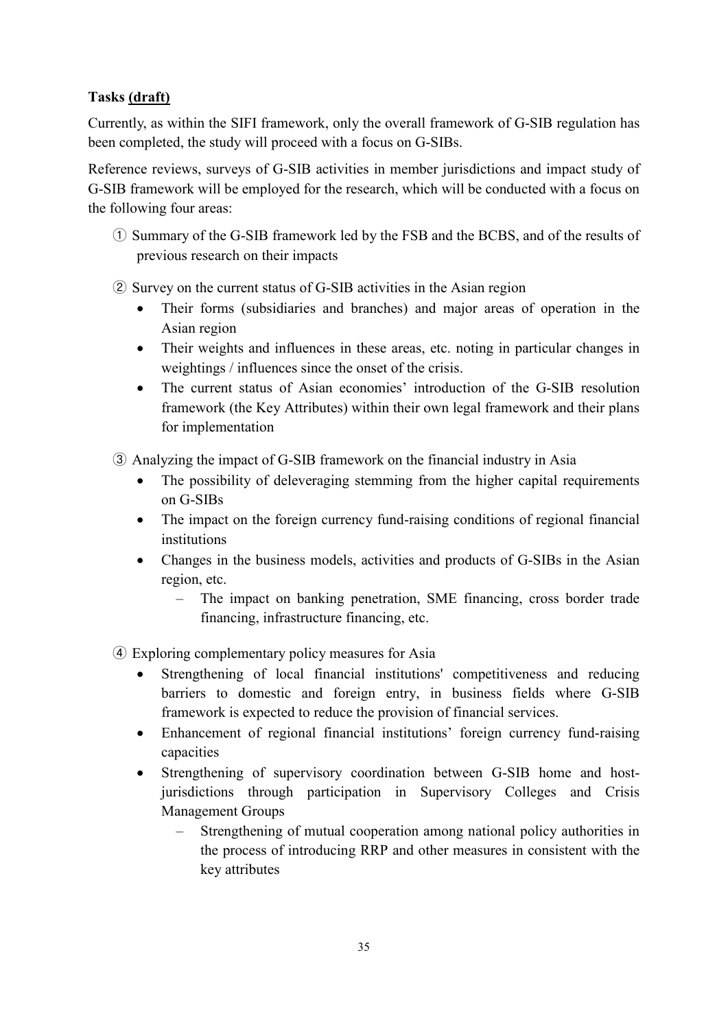**Tasks <u>(draft)</u>**

Currently, as within the SIFI framework, only the overall framework of G-SIB regulation has been completed, the study will proceed with a focus on G-SIBs.

Reference reviews, surveys of G-SIB activities in member jurisdictions and impact study of G-SIB framework will be employed for the research, which will be conducted with a focus on the following four areas:

① Summary of the G-SIB framework led by the FSB and the BCBS, and of the results of previous research on their impacts

② Survey on the current status of G-SIB activities in the Asian region

- Their forms (subsidiaries and branches) and major areas of operation in the Asian region
- Their weights and influences in these areas, etc. noting in particular changes in weightings / influences since the onset of the crisis.
- The current status of Asian economies' introduction of the G-SIB resolution framework (the Key Attributes) within their own legal framework and their plans for implementation

③ Analyzing the impact of G-SIB framework on the financial industry in Asia

- The possibility of deleveraging stemming from the higher capital requirements on G-SIBs
- The impact on the foreign currency fund-raising conditions of regional financial institutions
- Changes in the business models, activities and products of G-SIBs in the Asian region, etc.
  - The impact on banking penetration, SME financing, cross border trade financing, infrastructure financing, etc.

④ Exploring complementary policy measures for Asia

- Strengthening of local financial institutions' competitiveness and reducing barriers to domestic and foreign entry, in business fields where G-SIB framework is expected to reduce the provision of financial services.
- Enhancement of regional financial institutions' foreign currency fund-raising capacities
- Strengthening of supervisory coordination between G-SIB home and host-jurisdictions through participation in Supervisory Colleges and Crisis Management Groups
  - Strengthening of mutual cooperation among national policy authorities in the process of introducing RRP and other measures in consistent with the key attributes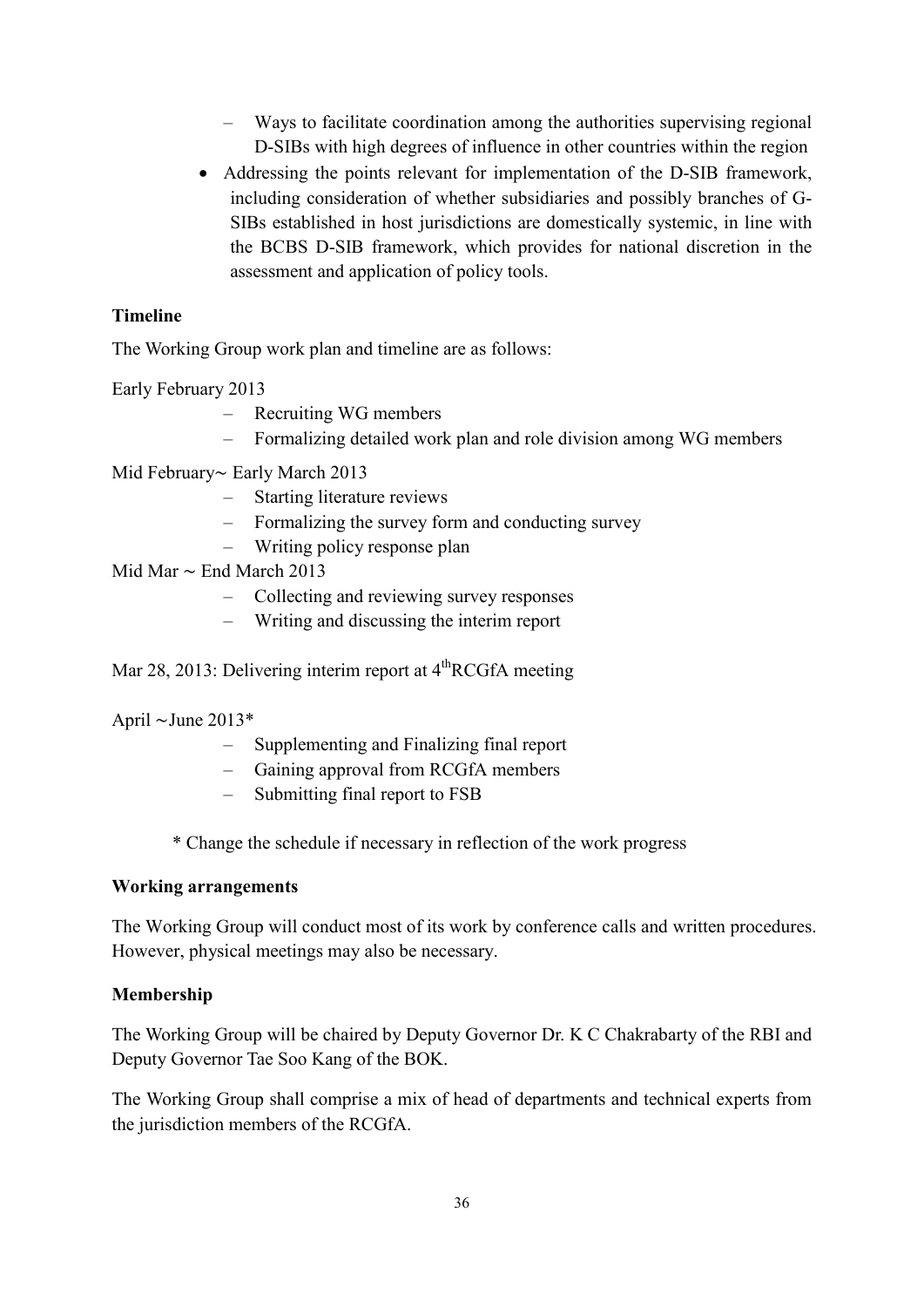- Ways to facilitate coordination among the authorities supervising regional D-SIBs with high degrees of influence in other countries within the region
- Addressing the points relevant for implementation of the D-SIB framework, including consideration of whether subsidiaries and possibly branches of G-SIBs established in host jurisdictions are domestically systemic, in line with the BCBS D-SIB framework, which provides for national discretion in the assessment and application of policy tools.

**Timeline**

The Working Group work plan and timeline are as follows:

Early February 2013

- Recruiting WG members
- Formalizing detailed work plan and role division among WG members

Mid February~ Early March 2013

- Starting literature reviews
- Formalizing the survey form and conducting survey
- Writing policy response plan

Mid Mar ~ End March 2013

- Collecting and reviewing survey responses
- Writing and discussing the interim report

Mar 28, 2013: Delivering interim report at 4th RCGfA meeting

April ~June 2013*

- Supplementing and Finalizing final report
- Gaining approval from RCGfA members
- Submitting final report to FSB

\* Change the schedule if necessary in reflection of the work progress

**Working arrangements**

The Working Group will conduct most of its work by conference calls and written procedures. However, physical meetings may also be necessary.

**Membership**

The Working Group will be chaired by Deputy Governor Dr. K C Chakrabarty of the RBI and Deputy Governor Tae Soo Kang of the BOK.

The Working Group shall comprise a mix of head of departments and technical experts from the jurisdiction members of the RCGfA.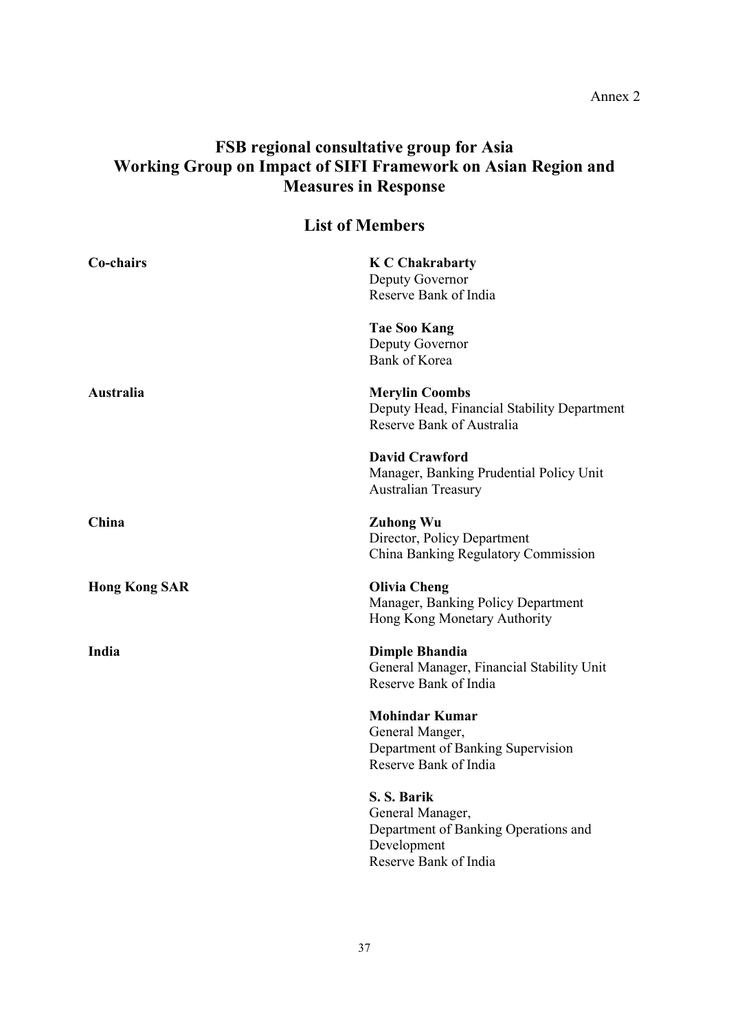Annex 2

# FSB regional consultative group for Asia
# Working Group on Impact of SIFI Framework on Asian Region and Measures in Response

## List of Members

| | |
|---|---|
| **Co-chairs** | **K C Chakrabarty**<br>Deputy Governor<br>Reserve Bank of India |
| | **Tae Soo Kang**<br>Deputy Governor<br>Bank of Korea |
| **Australia** | **Merylin Coombs**<br>Deputy Head, Financial Stability Department<br>Reserve Bank of Australia |
| | **David Crawford**<br>Manager, Banking Prudential Policy Unit<br>Australian Treasury |
| **China** | **Zuhong Wu**<br>Director, Policy Department<br>China Banking Regulatory Commission |
| **Hong Kong SAR** | **Olivia Cheng**<br>Manager, Banking Policy Department<br>Hong Kong Monetary Authority |
| **India** | **Dimple Bhandia**<br>General Manager, Financial Stability Unit<br>Reserve Bank of India |
| | **Mohindar Kumar**<br>General Manger,<br>Department of Banking Supervision<br>Reserve Bank of India |
| | **S. S. Barik**<br>General Manager,<br>Department of Banking Operations and Development<br>Reserve Bank of India |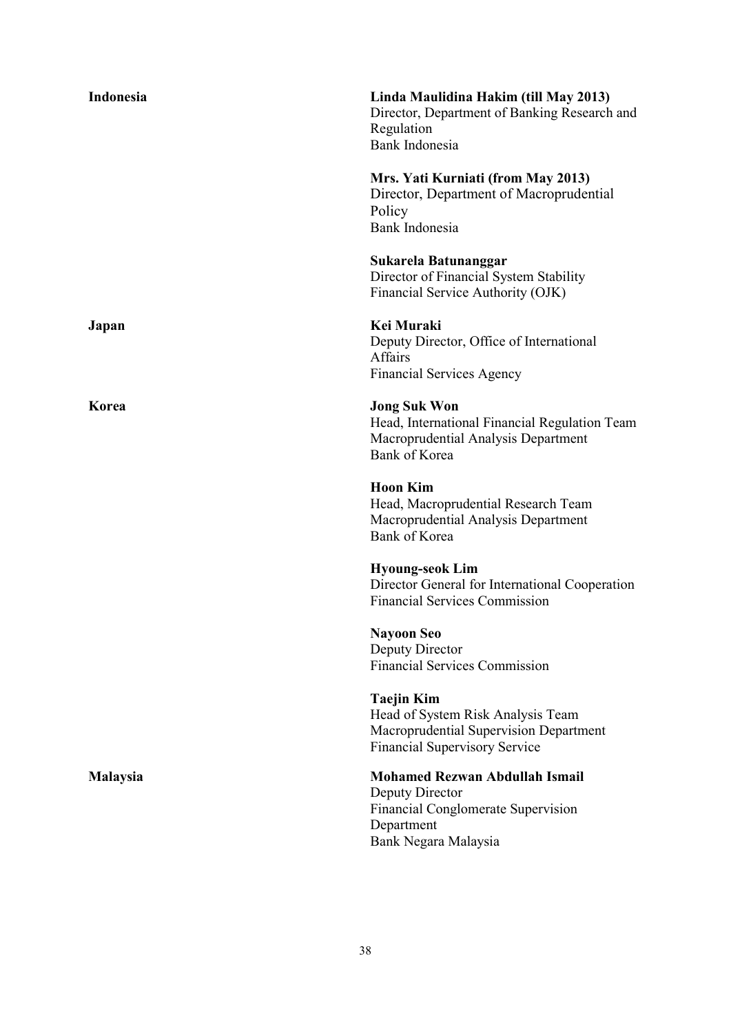| | |
|---|---|
| **Indonesia** | **Linda Maulidina Hakim (till May 2013)**<br>Director, Department of Banking Research and Regulation<br>Bank Indonesia |
| | **Mrs. Yati Kurniati (from May 2013)**<br>Director, Department of Macroprudential Policy<br>Bank Indonesia |
| | **Sukarela Batunanggar**<br>Director of Financial System Stability<br>Financial Service Authority (OJK) |
| **Japan** | **Kei Muraki**<br>Deputy Director, Office of International Affairs<br>Financial Services Agency |
| **Korea** | **Jong Suk Won**<br>Head, International Financial Regulation Team<br>Macroprudential Analysis Department<br>Bank of Korea |
| | **Hoon Kim**<br>Head, Macroprudential Research Team<br>Macroprudential Analysis Department<br>Bank of Korea |
| | **Hyoung-seok Lim**<br>Director General for International Cooperation<br>Financial Services Commission |
| | **Nayoon Seo**<br>Deputy Director<br>Financial Services Commission |
| | **Taejin Kim**<br>Head of System Risk Analysis Team<br>Macroprudential Supervision Department<br>Financial Supervisory Service |
| **Malaysia** | **Mohamed Rezwan Abdullah Ismail**<br>Deputy Director<br>Financial Conglomerate Supervision Department<br>Bank Negara Malaysia |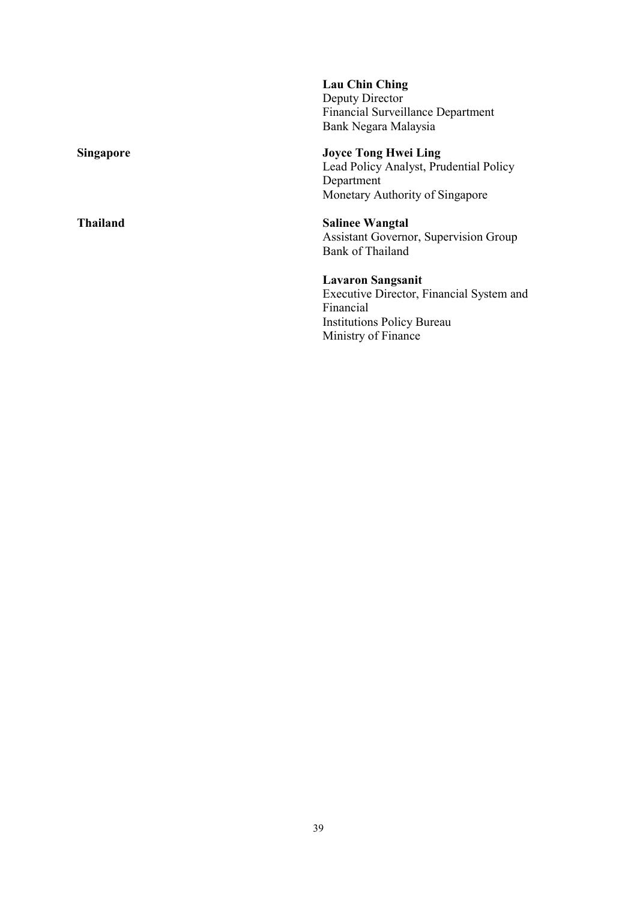| | |
|---|---|
| | **Lau Chin Ching**<br>Deputy Director<br>Financial Surveillance Department<br>Bank Negara Malaysia |
| **Singapore** | **Joyce Tong Hwei Ling**<br>Lead Policy Analyst, Prudential Policy Department<br>Monetary Authority of Singapore |
| **Thailand** | **Salinee Wangtal**<br>Assistant Governor, Supervision Group<br>Bank of Thailand |
| | **Lavaron Sangsanit**<br>Executive Director, Financial System and Financial<br>Institutions Policy Bureau<br>Ministry of Finance |